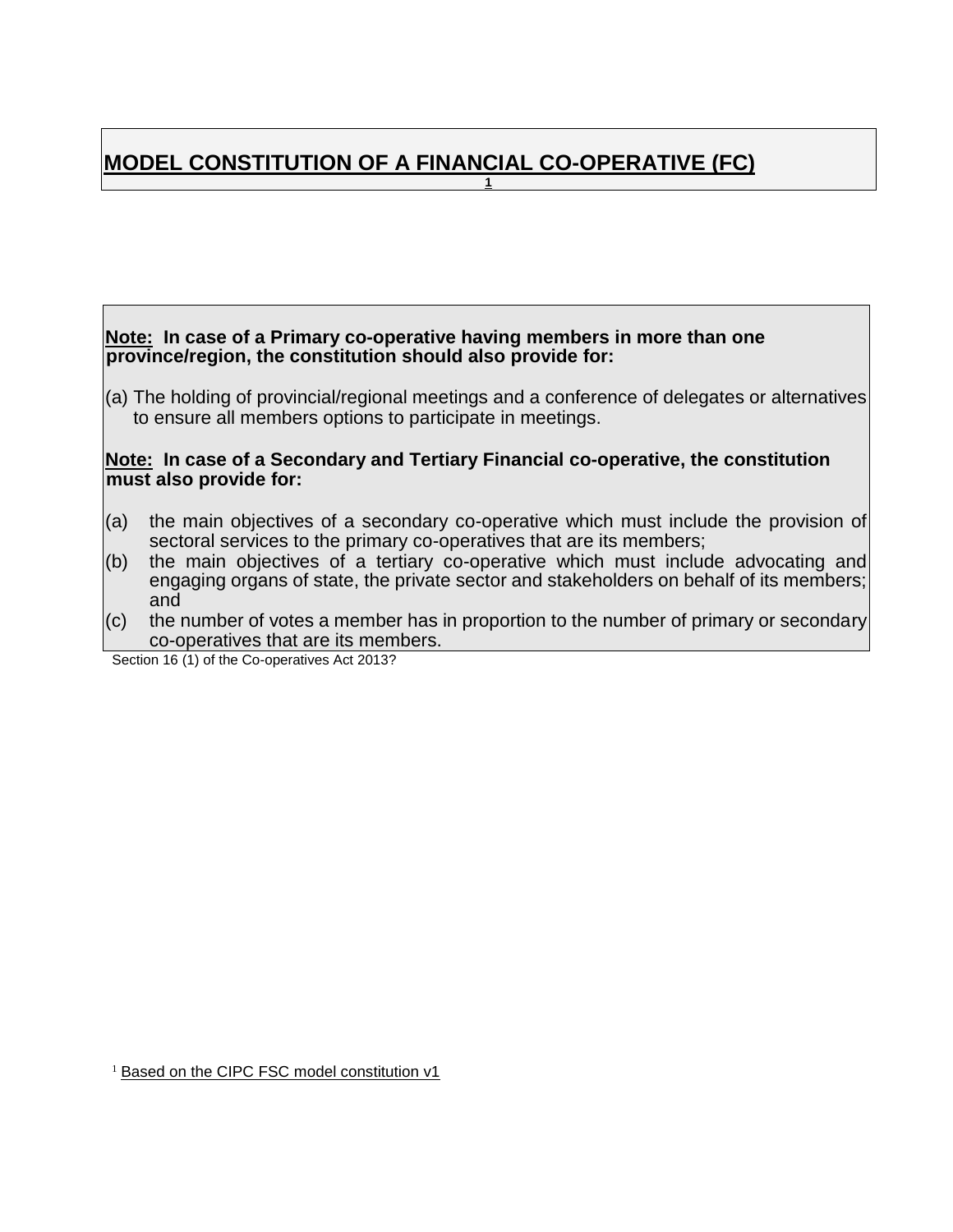# MODEL CONSTITUTION OF A FINANCIAL CO-OPERATIVE (FC)[1]

**Note: In case of a Primary co-operative having members in more than one province/region, the constitution should also provide for:**

(a) The holding of provincial/regional meetings and a conference of delegates or alternatives to ensure all members options to participate in meetings.

**Note: In case of a Secondary and Tertiary Financial co-operative, the constitution must also provide for:**

(a) the main objectives of a secondary co-operative which must include the provision of sectoral services to the primary co-operatives that are its members;
(b) the main objectives of a tertiary co-operative which must include advocating and engaging organs of state, the private sector and stakeholders on behalf of its members; and
(c) the number of votes a member has in proportion to the number of primary or secondary co-operatives that are its members.

Section 16 (1) of the Co-operatives Act 2013?

[1] Based on the CIPC FSC model constitution v1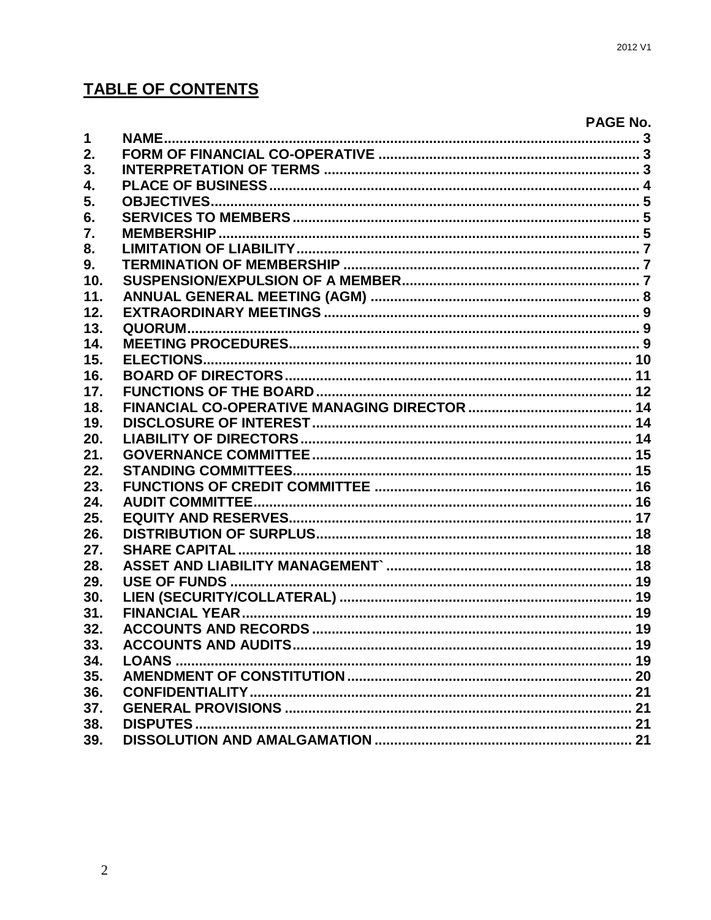## TABLE OF CONTENTS

| | | PAGE No. |
|---|---|---|
| 1 | NAME | 3 |
| 2. | FORM OF FINANCIAL CO-OPERATIVE | 3 |
| 3. | INTERPRETATION OF TERMS | 3 |
| 4. | PLACE OF BUSINESS | 4 |
| 5. | OBJECTIVES | 5 |
| 6. | SERVICES TO MEMBERS | 5 |
| 7. | MEMBERSHIP | 5 |
| 8. | LIMITATION OF LIABILITY | 7 |
| 9. | TERMINATION OF MEMBERSHIP | 7 |
| 10. | SUSPENSION/EXPULSION OF A MEMBER | 7 |
| 11. | ANNUAL GENERAL MEETING (AGM) | 8 |
| 12. | EXTRAORDINARY MEETINGS | 9 |
| 13. | QUORUM | 9 |
| 14. | MEETING PROCEDURES | 9 |
| 15. | ELECTIONS | 10 |
| 16. | BOARD OF DIRECTORS | 11 |
| 17. | FUNCTIONS OF THE BOARD | 12 |
| 18. | FINANCIAL CO-OPERATIVE MANAGING DIRECTOR | 14 |
| 19. | DISCLOSURE OF INTEREST | 14 |
| 20. | LIABILITY OF DIRECTORS | 14 |
| 21. | GOVERNANCE COMMITTEE | 15 |
| 22. | STANDING COMMITTEES | 15 |
| 23. | FUNCTIONS OF CREDIT COMMITTEE | 16 |
| 24. | AUDIT COMMITTEE | 16 |
| 25. | EQUITY AND RESERVES | 17 |
| 26. | DISTRIBUTION OF SURPLUS | 18 |
| 27. | SHARE CAPITAL | 18 |
| 28. | ASSET AND LIABILITY MANAGEMENT` | 18 |
| 29. | USE OF FUNDS | 19 |
| 30. | LIEN (SECURITY/COLLATERAL) | 19 |
| 31. | FINANCIAL YEAR | 19 |
| 32. | ACCOUNTS AND RECORDS | 19 |
| 33. | ACCOUNTS AND AUDITS | 19 |
| 34. | LOANS | 19 |
| 35. | AMENDMENT OF CONSTITUTION | 20 |
| 36. | CONFIDENTIALITY | 21 |
| 37. | GENERAL PROVISIONS | 21 |
| 38. | DISPUTES | 21 |
| 39. | DISSOLUTION AND AMALGAMATION | 21 |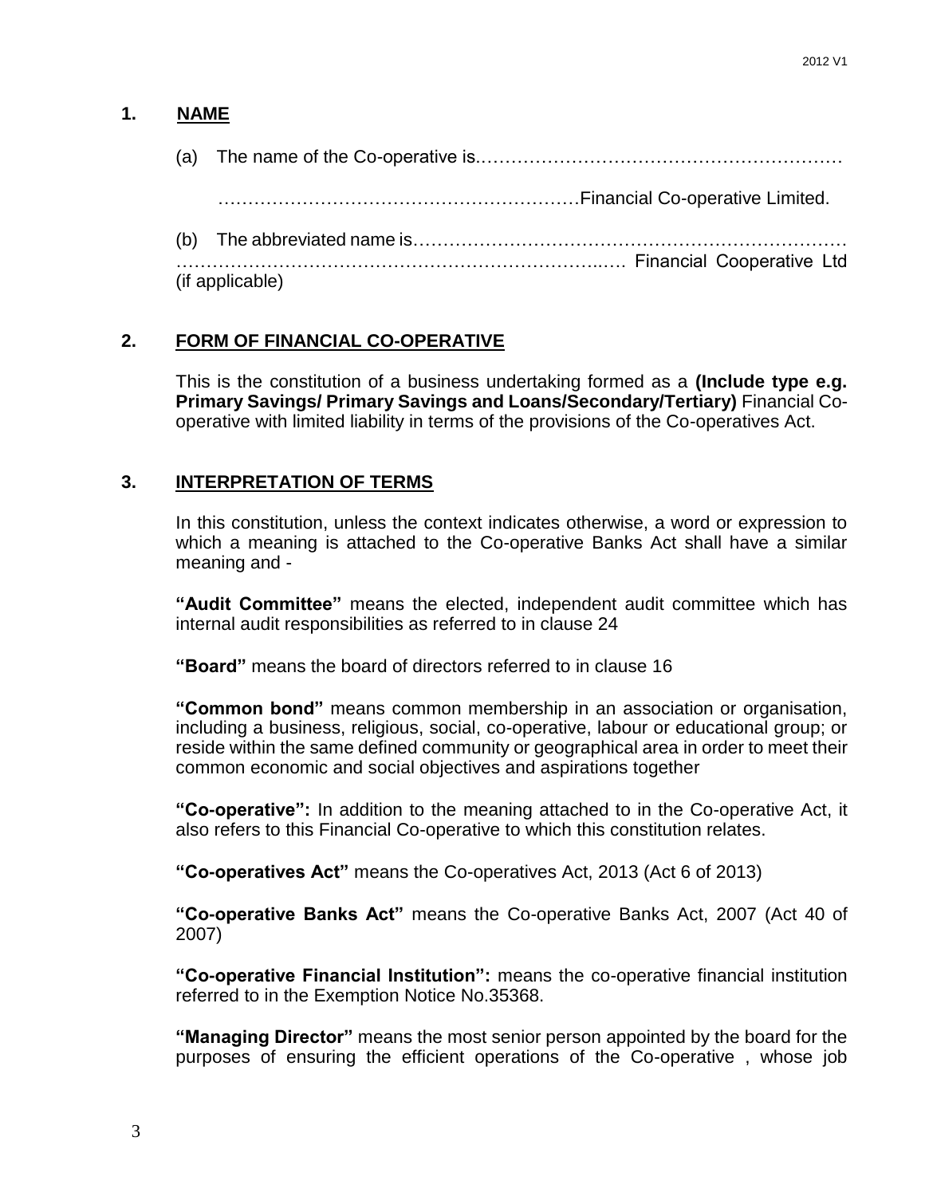## 1. NAME

(a) The name of the Co-operative is……………………………………………………

……………………………………………………Financial Co-operative Limited.

(b) The abbreviated name is…………………………………………………………… ……………………………………………………………..… Financial Cooperative Ltd (if applicable)

## 2. FORM OF FINANCIAL CO-OPERATIVE

This is the constitution of a business undertaking formed as a **(Include type e.g. Primary Savings/ Primary Savings and Loans/Secondary/Tertiary)** Financial Co-operative with limited liability in terms of the provisions of the Co-operatives Act.

## 3. INTERPRETATION OF TERMS

In this constitution, unless the context indicates otherwise, a word or expression to which a meaning is attached to the Co-operative Banks Act shall have a similar meaning and -

**"Audit Committee"** means the elected, independent audit committee which has internal audit responsibilities as referred to in clause 24

**"Board"** means the board of directors referred to in clause 16

**"Common bond"** means common membership in an association or organisation, including a business, religious, social, co-operative, labour or educational group; or reside within the same defined community or geographical area in order to meet their common economic and social objectives and aspirations together

**"Co-operative":** In addition to the meaning attached to in the Co-operative Act, it also refers to this Financial Co-operative to which this constitution relates.

**"Co-operatives Act"** means the Co-operatives Act, 2013 (Act 6 of 2013)

**"Co-operative Banks Act"** means the Co-operative Banks Act, 2007 (Act 40 of 2007)

**"Co-operative Financial Institution":** means the co-operative financial institution referred to in the Exemption Notice No.35368.

**"Managing Director"** means the most senior person appointed by the board for the purposes of ensuring the efficient operations of the Co-operative , whose job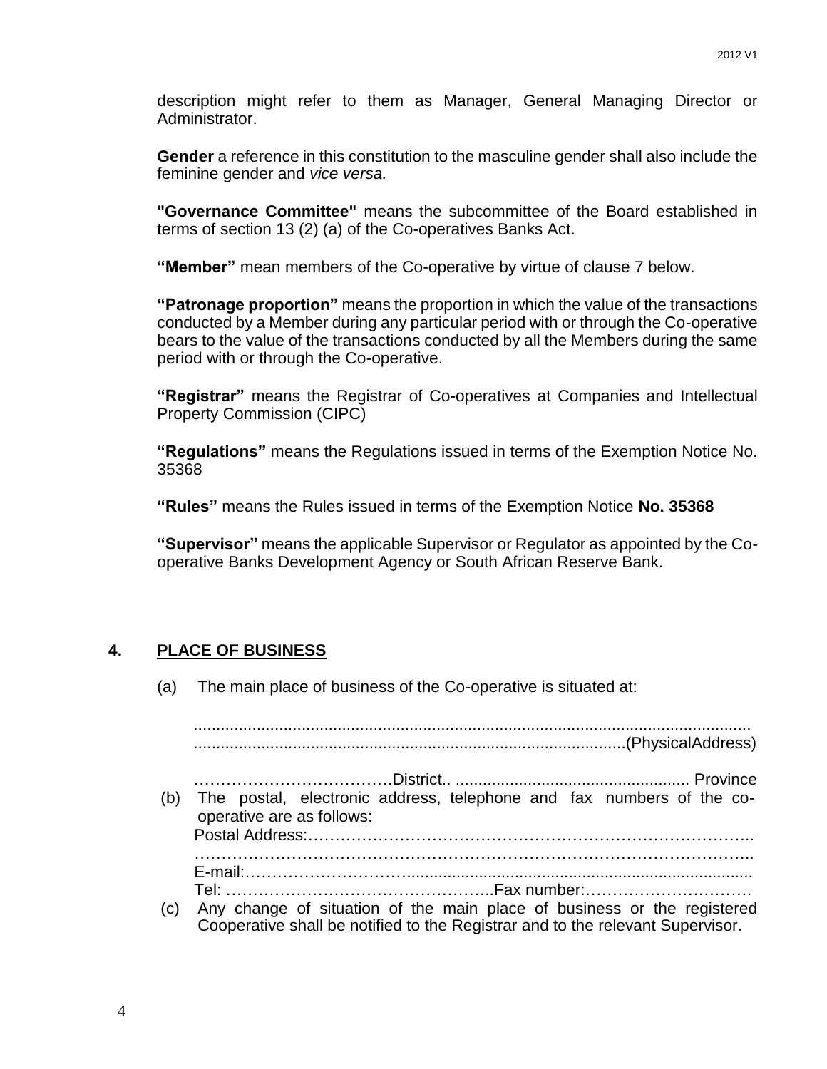description might refer to them as Manager, General Managing Director or Administrator.

**Gender** a reference in this constitution to the masculine gender shall also include the feminine gender and *vice versa.*

**"Governance Committee"** means the subcommittee of the Board established in terms of section 13 (2) (a) of the Co-operatives Banks Act.

**"Member"** mean members of the Co-operative by virtue of clause 7 below.

**"Patronage proportion"** means the proportion in which the value of the transactions conducted by a Member during any particular period with or through the Co-operative bears to the value of the transactions conducted by all the Members during the same period with or through the Co-operative.

**"Registrar"** means the Registrar of Co-operatives at Companies and Intellectual Property Commission (CIPC)

**"Regulations"** means the Regulations issued in terms of the Exemption Notice No. 35368

**"Rules"** means the Rules issued in terms of the Exemption Notice **No. 35368**

**"Supervisor"** means the applicable Supervisor or Regulator as appointed by the Co-operative Banks Development Agency or South African Reserve Bank.

## 4. PLACE OF BUSINESS

(a) The main place of business of the Co-operative is situated at:

..............................................................................................................................
..............................................................................................(PhysicalAddress)

……………………………….District.. .................................................... Province

(b) The postal, electronic address, telephone and fax numbers of the co-operative are as follows:

Postal Address:………………………………………………………………………..
………………………………………………………………………………………….
E-mail:……………………….............................................................................
Tel: …………………………………………..Fax number:………………………….

(c) Any change of situation of the main place of business or the registered Cooperative shall be notified to the Registrar and to the relevant Supervisor.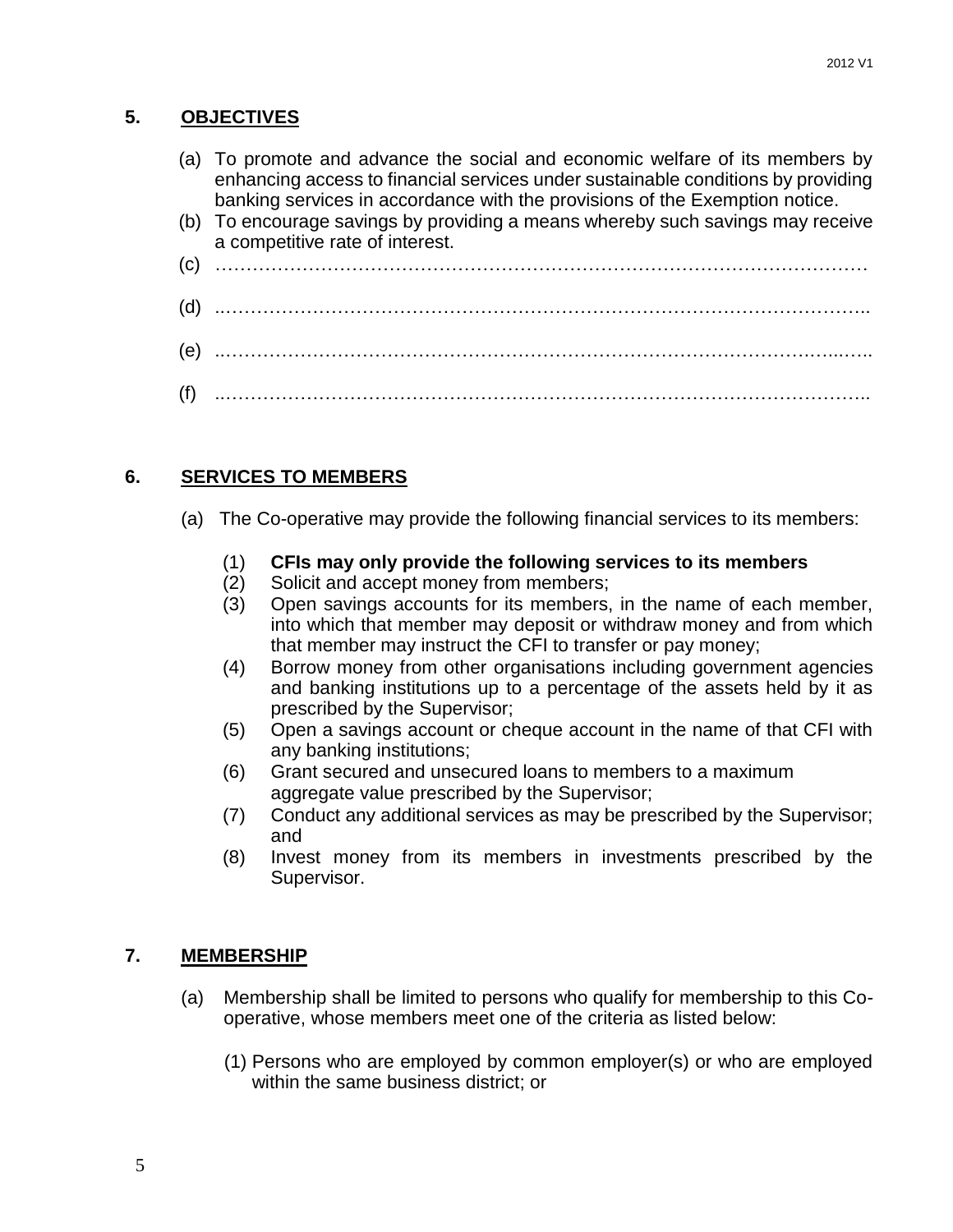## 5. OBJECTIVES

(a) To promote and advance the social and economic welfare of its members by enhancing access to financial services under sustainable conditions by providing banking services in accordance with the provisions of the Exemption notice.

(b) To encourage savings by providing a means whereby such savings may receive a competitive rate of interest.

(c) …………………………………………………………………………………………

(d) ..……………………………………………………………………………………….

(e) ..…………………………………………………………………………………..…..

(f) ..……………………………………………………………………………………….

## 6. SERVICES TO MEMBERS

(a) The Co-operative may provide the following financial services to its members:

(1) **CFIs may only provide the following services to its members**

(2) Solicit and accept money from members;

(3) Open savings accounts for its members, in the name of each member, into which that member may deposit or withdraw money and from which that member may instruct the CFI to transfer or pay money;

(4) Borrow money from other organisations including government agencies and banking institutions up to a percentage of the assets held by it as prescribed by the Supervisor;

(5) Open a savings account or cheque account in the name of that CFI with any banking institutions;

(6) Grant secured and unsecured loans to members to a maximum aggregate value prescribed by the Supervisor;

(7) Conduct any additional services as may be prescribed by the Supervisor; and

(8) Invest money from its members in investments prescribed by the Supervisor.

## 7. MEMBERSHIP

(a) Membership shall be limited to persons who qualify for membership to this Co-operative, whose members meet one of the criteria as listed below:

(1) Persons who are employed by common employer(s) or who are employed within the same business district; or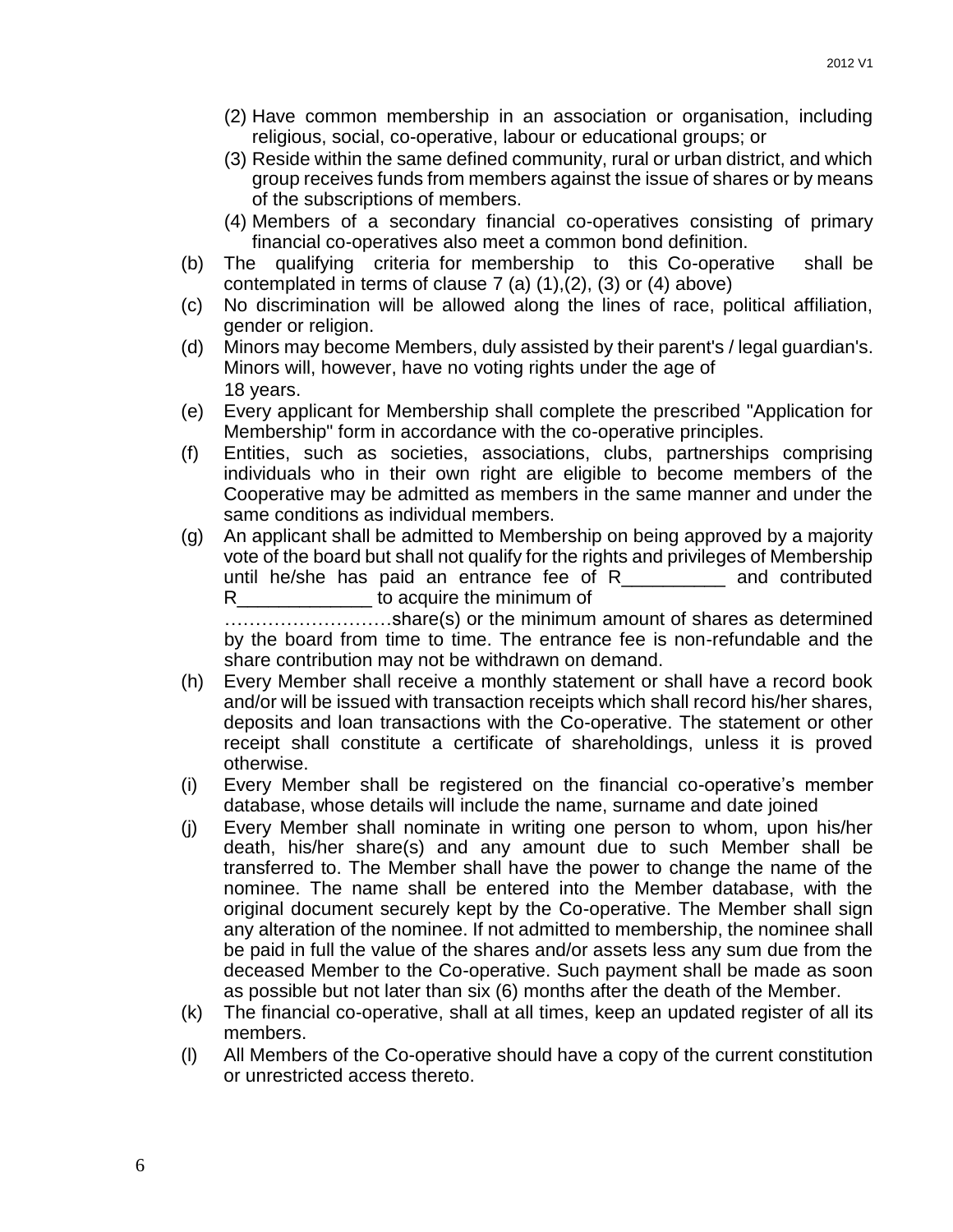(2) Have common membership in an association or organisation, including religious, social, co-operative, labour or educational groups; or

(3) Reside within the same defined community, rural or urban district, and which group receives funds from members against the issue of shares or by means of the subscriptions of members.

(4) Members of a secondary financial co-operatives consisting of primary financial co-operatives also meet a common bond definition.

(b) The qualifying criteria for membership to this Co-operative shall be contemplated in terms of clause 7 (a) (1),(2), (3) or (4) above)

(c) No discrimination will be allowed along the lines of race, political affiliation, gender or religion.

(d) Minors may become Members, duly assisted by their parent's / legal guardian's. Minors will, however, have no voting rights under the age of 18 years.

(e) Every applicant for Membership shall complete the prescribed "Application for Membership" form in accordance with the co-operative principles.

(f) Entities, such as societies, associations, clubs, partnerships comprising individuals who in their own right are eligible to become members of the Cooperative may be admitted as members in the same manner and under the same conditions as individual members.

(g) An applicant shall be admitted to Membership on being approved by a majority vote of the board but shall not qualify for the rights and privileges of Membership until he/she has paid an entrance fee of R__________ and contributed R_____________ to acquire the minimum of ………………………share(s) or the minimum amount of shares as determined by the board from time to time. The entrance fee is non-refundable and the share contribution may not be withdrawn on demand.

(h) Every Member shall receive a monthly statement or shall have a record book and/or will be issued with transaction receipts which shall record his/her shares, deposits and loan transactions with the Co-operative. The statement or other receipt shall constitute a certificate of shareholdings, unless it is proved otherwise.

(i) Every Member shall be registered on the financial co-operative's member database, whose details will include the name, surname and date joined

(j) Every Member shall nominate in writing one person to whom, upon his/her death, his/her share(s) and any amount due to such Member shall be transferred to. The Member shall have the power to change the name of the nominee. The name shall be entered into the Member database, with the original document securely kept by the Co-operative. The Member shall sign any alteration of the nominee. If not admitted to membership, the nominee shall be paid in full the value of the shares and/or assets less any sum due from the deceased Member to the Co-operative. Such payment shall be made as soon as possible but not later than six (6) months after the death of the Member.

(k) The financial co-operative, shall at all times, keep an updated register of all its members.

(l) All Members of the Co-operative should have a copy of the current constitution or unrestricted access thereto.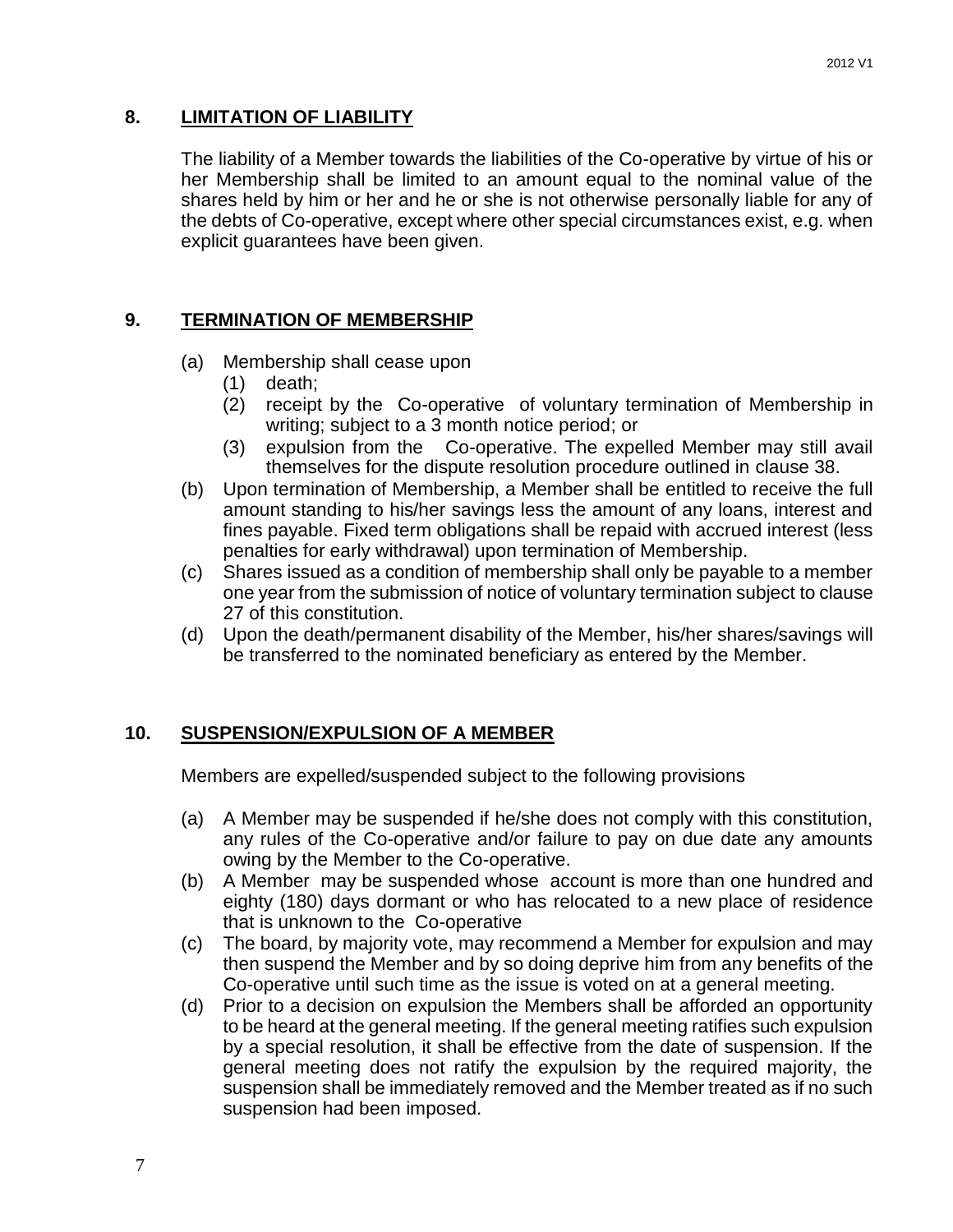## 8. LIMITATION OF LIABILITY

The liability of a Member towards the liabilities of the Co-operative by virtue of his or her Membership shall be limited to an amount equal to the nominal value of the shares held by him or her and he or she is not otherwise personally liable for any of the debts of Co-operative, except where other special circumstances exist, e.g. when explicit guarantees have been given.

## 9. TERMINATION OF MEMBERSHIP

(a) Membership shall cease upon
  (1) death;
  (2) receipt by the Co-operative of voluntary termination of Membership in writing; subject to a 3 month notice period; or
  (3) expulsion from the Co-operative. The expelled Member may still avail themselves for the dispute resolution procedure outlined in clause 38.

(b) Upon termination of Membership, a Member shall be entitled to receive the full amount standing to his/her savings less the amount of any loans, interest and fines payable. Fixed term obligations shall be repaid with accrued interest (less penalties for early withdrawal) upon termination of Membership.

(c) Shares issued as a condition of membership shall only be payable to a member one year from the submission of notice of voluntary termination subject to clause 27 of this constitution.

(d) Upon the death/permanent disability of the Member, his/her shares/savings will be transferred to the nominated beneficiary as entered by the Member.

## 10. SUSPENSION/EXPULSION OF A MEMBER

Members are expelled/suspended subject to the following provisions

(a) A Member may be suspended if he/she does not comply with this constitution, any rules of the Co-operative and/or failure to pay on due date any amounts owing by the Member to the Co-operative.

(b) A Member may be suspended whose account is more than one hundred and eighty (180) days dormant or who has relocated to a new place of residence that is unknown to the Co-operative

(c) The board, by majority vote, may recommend a Member for expulsion and may then suspend the Member and by so doing deprive him from any benefits of the Co-operative until such time as the issue is voted on at a general meeting.

(d) Prior to a decision on expulsion the Members shall be afforded an opportunity to be heard at the general meeting. If the general meeting ratifies such expulsion by a special resolution, it shall be effective from the date of suspension. If the general meeting does not ratify the expulsion by the required majority, the suspension shall be immediately removed and the Member treated as if no such suspension had been imposed.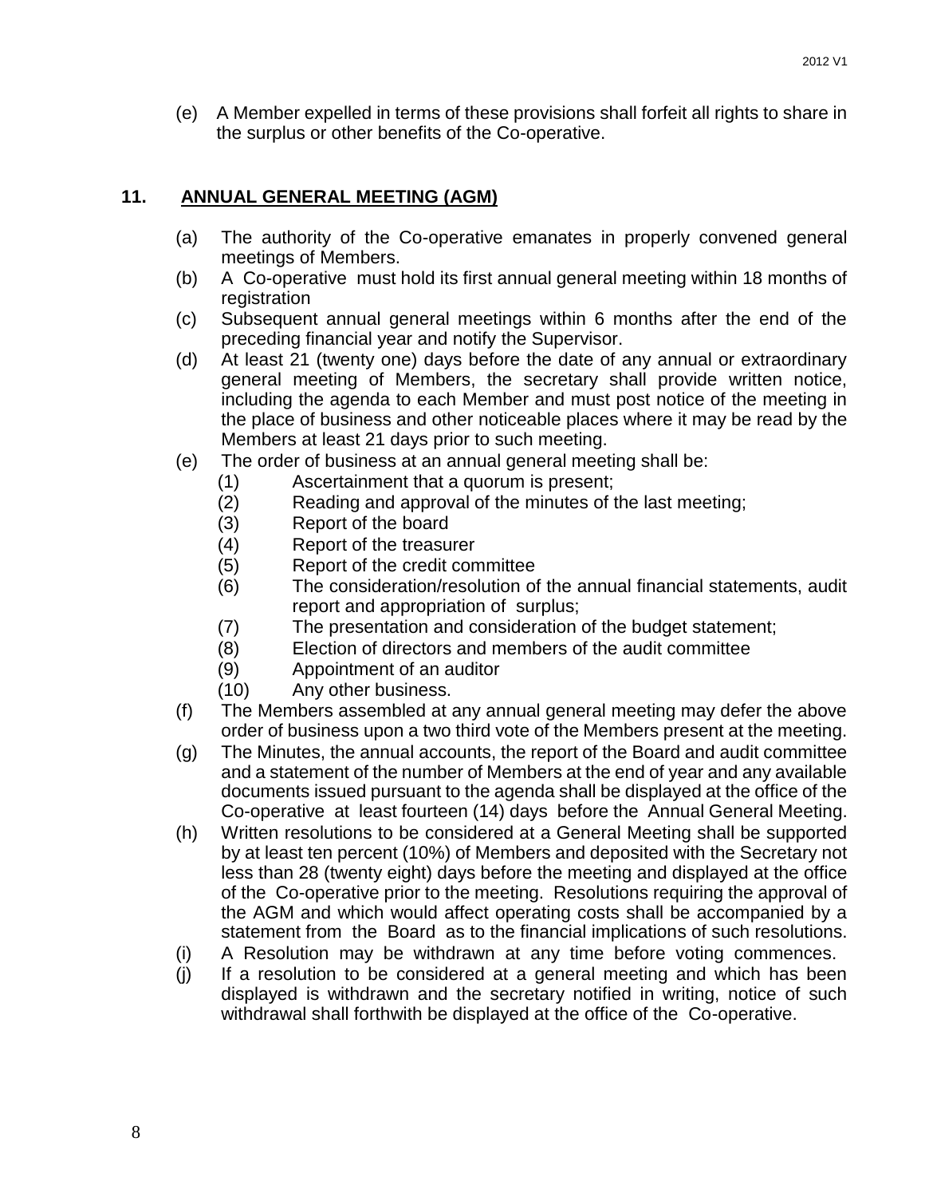(e) A Member expelled in terms of these provisions shall forfeit all rights to share in the surplus or other benefits of the Co-operative.

## 11. ANNUAL GENERAL MEETING (AGM)

(a) The authority of the Co-operative emanates in properly convened general meetings of Members.

(b) A Co-operative must hold its first annual general meeting within 18 months of registration

(c) Subsequent annual general meetings within 6 months after the end of the preceding financial year and notify the Supervisor.

(d) At least 21 (twenty one) days before the date of any annual or extraordinary general meeting of Members, the secretary shall provide written notice, including the agenda to each Member and must post notice of the meeting in the place of business and other noticeable places where it may be read by the Members at least 21 days prior to such meeting.

(e) The order of business at an annual general meeting shall be:

   (1) Ascertainment that a quorum is present;
   (2) Reading and approval of the minutes of the last meeting;
   (3) Report of the board
   (4) Report of the treasurer
   (5) Report of the credit committee
   (6) The consideration/resolution of the annual financial statements, audit report and appropriation of surplus;
   (7) The presentation and consideration of the budget statement;
   (8) Election of directors and members of the audit committee
   (9) Appointment of an auditor
   (10) Any other business.

(f) The Members assembled at any annual general meeting may defer the above order of business upon a two third vote of the Members present at the meeting.

(g) The Minutes, the annual accounts, the report of the Board and audit committee and a statement of the number of Members at the end of year and any available documents issued pursuant to the agenda shall be displayed at the office of the Co-operative at least fourteen (14) days before the Annual General Meeting.

(h) Written resolutions to be considered at a General Meeting shall be supported by at least ten percent (10%) of Members and deposited with the Secretary not less than 28 (twenty eight) days before the meeting and displayed at the office of the Co-operative prior to the meeting. Resolutions requiring the approval of the AGM and which would affect operating costs shall be accompanied by a statement from the Board as to the financial implications of such resolutions.

(i) A Resolution may be withdrawn at any time before voting commences.

(j) If a resolution to be considered at a general meeting and which has been displayed is withdrawn and the secretary notified in writing, notice of such withdrawal shall forthwith be displayed at the office of the Co-operative.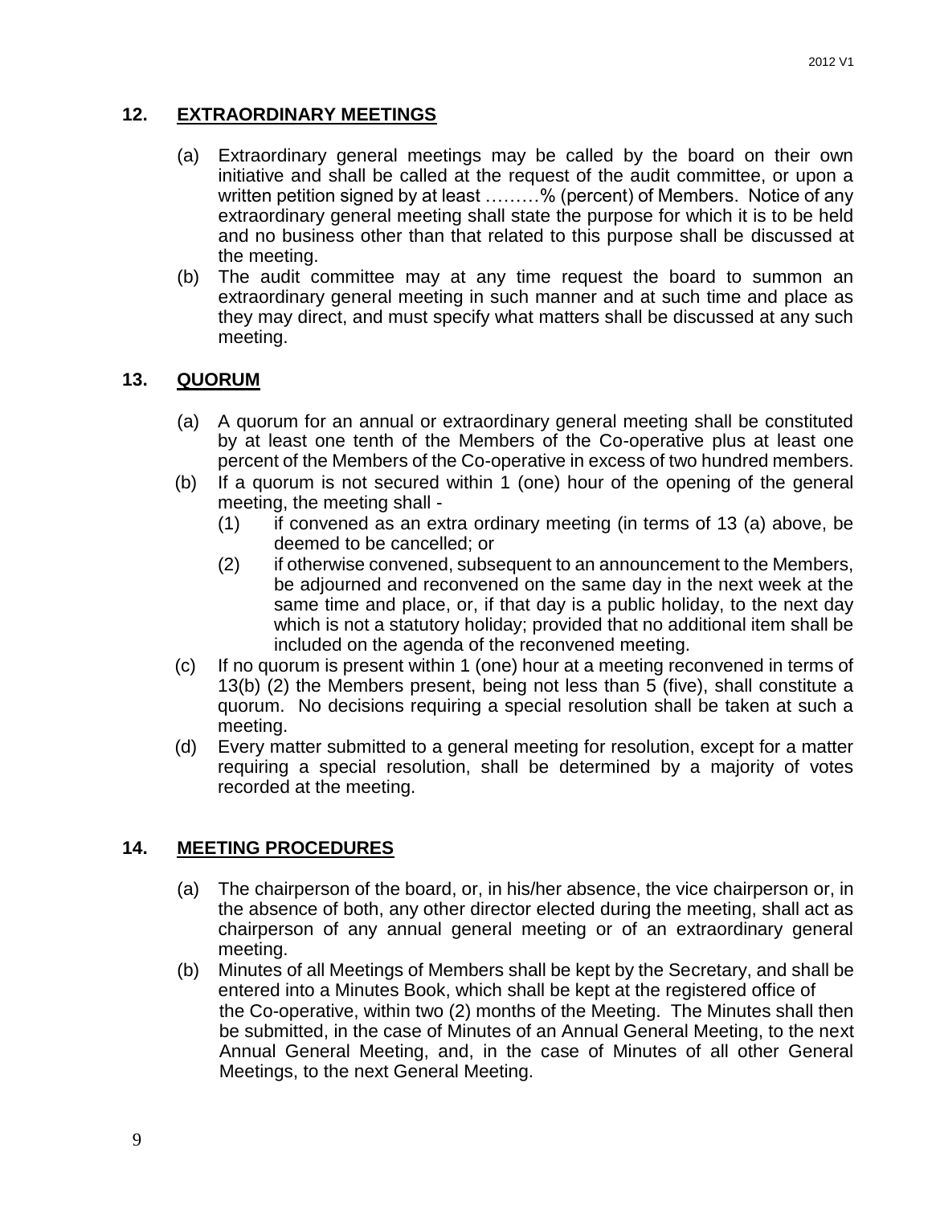## 12. EXTRAORDINARY MEETINGS

(a) Extraordinary general meetings may be called by the board on their own initiative and shall be called at the request of the audit committee, or upon a written petition signed by at least ………% (percent) of Members. Notice of any extraordinary general meeting shall state the purpose for which it is to be held and no business other than that related to this purpose shall be discussed at the meeting.

(b) The audit committee may at any time request the board to summon an extraordinary general meeting in such manner and at such time and place as they may direct, and must specify what matters shall be discussed at any such meeting.

## 13. QUORUM

(a) A quorum for an annual or extraordinary general meeting shall be constituted by at least one tenth of the Members of the Co-operative plus at least one percent of the Members of the Co-operative in excess of two hundred members.

(b) If a quorum is not secured within 1 (one) hour of the opening of the general meeting, the meeting shall -

(1) if convened as an extra ordinary meeting (in terms of 13 (a) above, be deemed to be cancelled; or

(2) if otherwise convened, subsequent to an announcement to the Members, be adjourned and reconvened on the same day in the next week at the same time and place, or, if that day is a public holiday, to the next day which is not a statutory holiday; provided that no additional item shall be included on the agenda of the reconvened meeting.

(c) If no quorum is present within 1 (one) hour at a meeting reconvened in terms of 13(b) (2) the Members present, being not less than 5 (five), shall constitute a quorum. No decisions requiring a special resolution shall be taken at such a meeting.

(d) Every matter submitted to a general meeting for resolution, except for a matter requiring a special resolution, shall be determined by a majority of votes recorded at the meeting.

## 14. MEETING PROCEDURES

(a) The chairperson of the board, or, in his/her absence, the vice chairperson or, in the absence of both, any other director elected during the meeting, shall act as chairperson of any annual general meeting or of an extraordinary general meeting.

(b) Minutes of all Meetings of Members shall be kept by the Secretary, and shall be entered into a Minutes Book, which shall be kept at the registered office of the Co-operative, within two (2) months of the Meeting. The Minutes shall then be submitted, in the case of Minutes of an Annual General Meeting, to the next Annual General Meeting, and, in the case of Minutes of all other General Meetings, to the next General Meeting.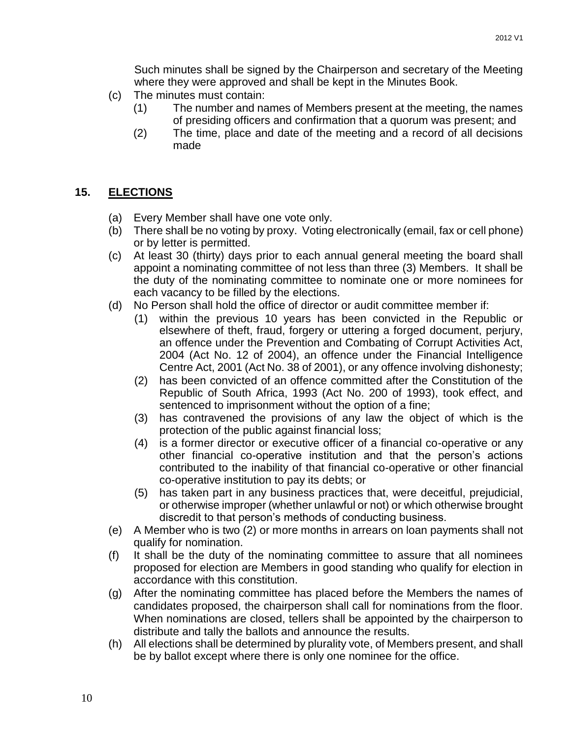Such minutes shall be signed by the Chairperson and secretary of the Meeting where they were approved and shall be kept in the Minutes Book.

(c) The minutes must contain:
  (1) The number and names of Members present at the meeting, the names of presiding officers and confirmation that a quorum was present; and
  (2) The time, place and date of the meeting and a record of all decisions made

## 15. ELECTIONS

(a) Every Member shall have one vote only.

(b) There shall be no voting by proxy. Voting electronically (email, fax or cell phone) or by letter is permitted.

(c) At least 30 (thirty) days prior to each annual general meeting the board shall appoint a nominating committee of not less than three (3) Members. It shall be the duty of the nominating committee to nominate one or more nominees for each vacancy to be filled by the elections.

(d) No Person shall hold the office of director or audit committee member if:
  (1) within the previous 10 years has been convicted in the Republic or elsewhere of theft, fraud, forgery or uttering a forged document, perjury, an offence under the Prevention and Combating of Corrupt Activities Act, 2004 (Act No. 12 of 2004), an offence under the Financial Intelligence Centre Act, 2001 (Act No. 38 of 2001), or any offence involving dishonesty;
  (2) has been convicted of an offence committed after the Constitution of the Republic of South Africa, 1993 (Act No. 200 of 1993), took effect, and sentenced to imprisonment without the option of a fine;
  (3) has contravened the provisions of any law the object of which is the protection of the public against financial loss;
  (4) is a former director or executive officer of a financial co-operative or any other financial co-operative institution and that the person's actions contributed to the inability of that financial co-operative or other financial co-operative institution to pay its debts; or
  (5) has taken part in any business practices that, were deceitful, prejudicial, or otherwise improper (whether unlawful or not) or which otherwise brought discredit to that person's methods of conducting business.

(e) A Member who is two (2) or more months in arrears on loan payments shall not qualify for nomination.

(f) It shall be the duty of the nominating committee to assure that all nominees proposed for election are Members in good standing who qualify for election in accordance with this constitution.

(g) After the nominating committee has placed before the Members the names of candidates proposed, the chairperson shall call for nominations from the floor. When nominations are closed, tellers shall be appointed by the chairperson to distribute and tally the ballots and announce the results.

(h) All elections shall be determined by plurality vote, of Members present, and shall be by ballot except where there is only one nominee for the office.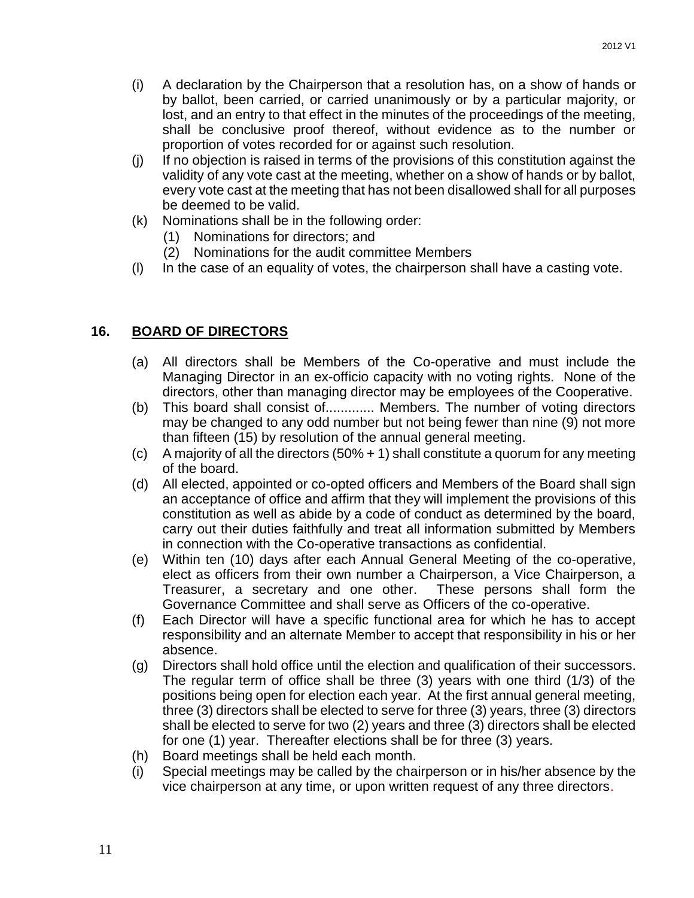(i) A declaration by the Chairperson that a resolution has, on a show of hands or by ballot, been carried, or carried unanimously or by a particular majority, or lost, and an entry to that effect in the minutes of the proceedings of the meeting, shall be conclusive proof thereof, without evidence as to the number or proportion of votes recorded for or against such resolution.

(j) If no objection is raised in terms of the provisions of this constitution against the validity of any vote cast at the meeting, whether on a show of hands or by ballot, every vote cast at the meeting that has not been disallowed shall for all purposes be deemed to be valid.

(k) Nominations shall be in the following order:
   (1) Nominations for directors; and
   (2) Nominations for the audit committee Members

(l) In the case of an equality of votes, the chairperson shall have a casting vote.

## 16. <u>BOARD OF DIRECTORS</u>

(a) All directors shall be Members of the Co-operative and must include the Managing Director in an ex-officio capacity with no voting rights. None of the directors, other than managing director may be employees of the Cooperative.

(b) This board shall consist of............. Members. The number of voting directors may be changed to any odd number but not being fewer than nine (9) not more than fifteen (15) by resolution of the annual general meeting.

(c) A majority of all the directors (50% + 1) shall constitute a quorum for any meeting of the board.

(d) All elected, appointed or co-opted officers and Members of the Board shall sign an acceptance of office and affirm that they will implement the provisions of this constitution as well as abide by a code of conduct as determined by the board, carry out their duties faithfully and treat all information submitted by Members in connection with the Co-operative transactions as confidential.

(e) Within ten (10) days after each Annual General Meeting of the co-operative, elect as officers from their own number a Chairperson, a Vice Chairperson, a Treasurer, a secretary and one other. These persons shall form the Governance Committee and shall serve as Officers of the co-operative.

(f) Each Director will have a specific functional area for which he has to accept responsibility and an alternate Member to accept that responsibility in his or her absence.

(g) Directors shall hold office until the election and qualification of their successors. The regular term of office shall be three (3) years with one third (1/3) of the positions being open for election each year. At the first annual general meeting, three (3) directors shall be elected to serve for three (3) years, three (3) directors shall be elected to serve for two (2) years and three (3) directors shall be elected for one (1) year. Thereafter elections shall be for three (3) years.

(h) Board meetings shall be held each month.

(i) Special meetings may be called by the chairperson or in his/her absence by the vice chairperson at any time, or upon written request of any three directors.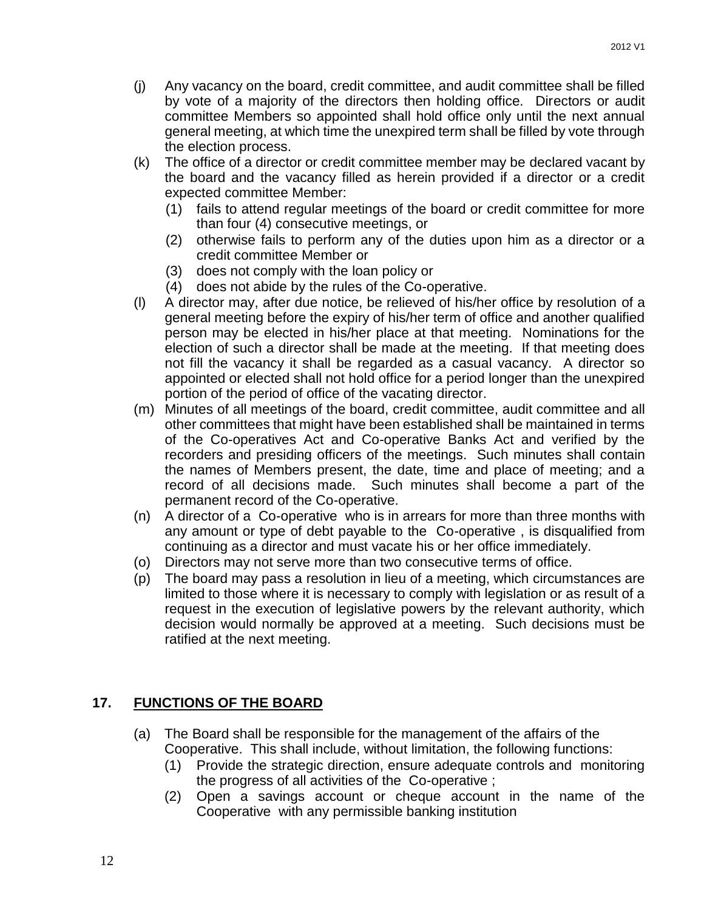(j) Any vacancy on the board, credit committee, and audit committee shall be filled by vote of a majority of the directors then holding office. Directors or audit committee Members so appointed shall hold office only until the next annual general meeting, at which time the unexpired term shall be filled by vote through the election process.

(k) The office of a director or credit committee member may be declared vacant by the board and the vacancy filled as herein provided if a director or a credit expected committee Member:

   (1) fails to attend regular meetings of the board or credit committee for more than four (4) consecutive meetings, or
   (2) otherwise fails to perform any of the duties upon him as a director or a credit committee Member or
   (3) does not comply with the loan policy or
   (4) does not abide by the rules of the Co-operative.

(l) A director may, after due notice, be relieved of his/her office by resolution of a general meeting before the expiry of his/her term of office and another qualified person may be elected in his/her place at that meeting. Nominations for the election of such a director shall be made at the meeting. If that meeting does not fill the vacancy it shall be regarded as a casual vacancy. A director so appointed or elected shall not hold office for a period longer than the unexpired portion of the period of office of the vacating director.

(m) Minutes of all meetings of the board, credit committee, audit committee and all other committees that might have been established shall be maintained in terms of the Co-operatives Act and Co-operative Banks Act and verified by the recorders and presiding officers of the meetings. Such minutes shall contain the names of Members present, the date, time and place of meeting; and a record of all decisions made. Such minutes shall become a part of the permanent record of the Co-operative.

(n) A director of a Co-operative who is in arrears for more than three months with any amount or type of debt payable to the Co-operative , is disqualified from continuing as a director and must vacate his or her office immediately.

(o) Directors may not serve more than two consecutive terms of office.

(p) The board may pass a resolution in lieu of a meeting, which circumstances are limited to those where it is necessary to comply with legislation or as result of a request in the execution of legislative powers by the relevant authority, which decision would normally be approved at a meeting. Such decisions must be ratified at the next meeting.

## 17. FUNCTIONS OF THE BOARD

(a) The Board shall be responsible for the management of the affairs of the Cooperative. This shall include, without limitation, the following functions:

   (1) Provide the strategic direction, ensure adequate controls and monitoring the progress of all activities of the Co-operative ;
   (2) Open a savings account or cheque account in the name of the Cooperative with any permissible banking institution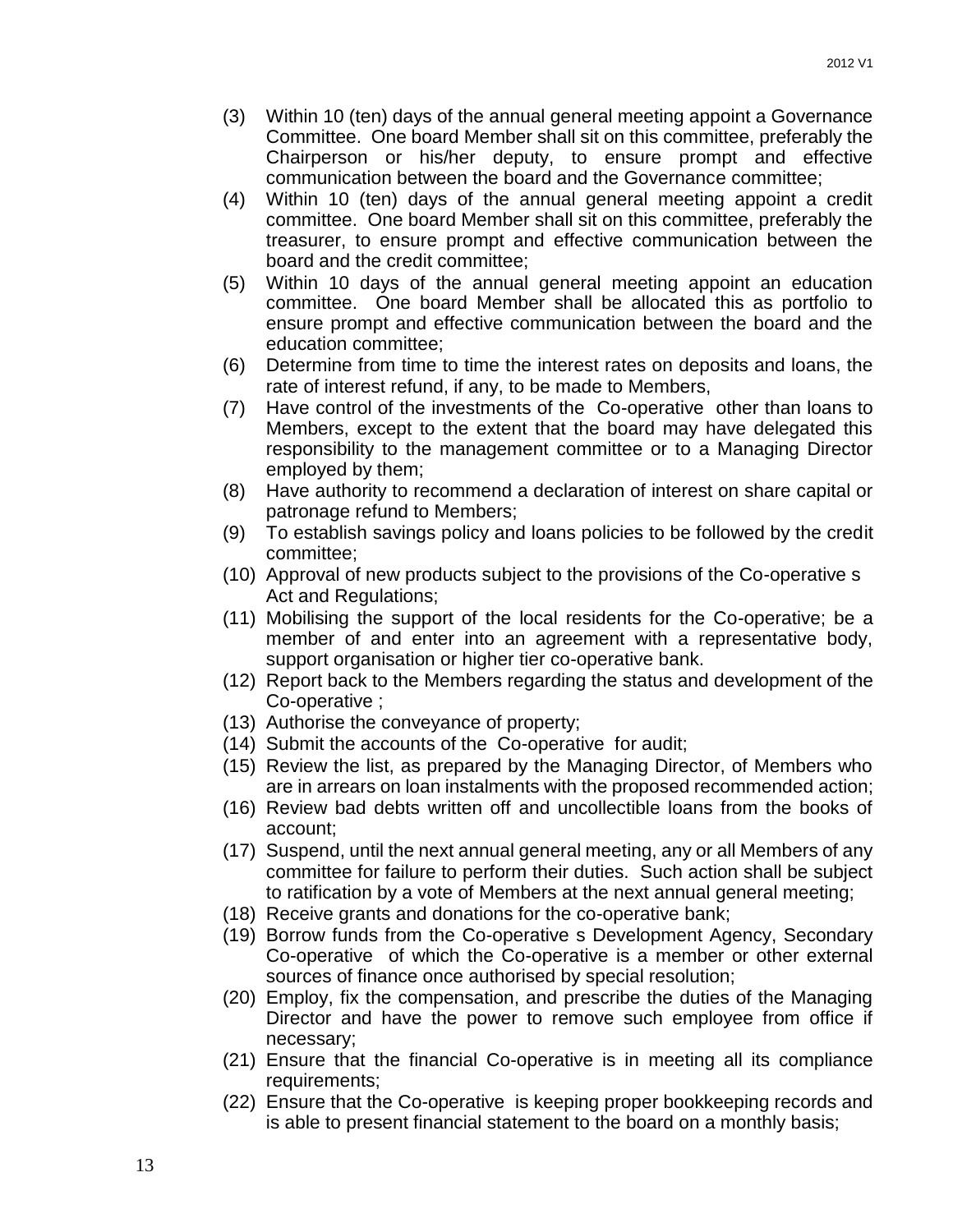(3) Within 10 (ten) days of the annual general meeting appoint a Governance Committee. One board Member shall sit on this committee, preferably the Chairperson or his/her deputy, to ensure prompt and effective communication between the board and the Governance committee;

(4) Within 10 (ten) days of the annual general meeting appoint a credit committee. One board Member shall sit on this committee, preferably the treasurer, to ensure prompt and effective communication between the board and the credit committee;

(5) Within 10 days of the annual general meeting appoint an education committee. One board Member shall be allocated this as portfolio to ensure prompt and effective communication between the board and the education committee;

(6) Determine from time to time the interest rates on deposits and loans, the rate of interest refund, if any, to be made to Members,

(7) Have control of the investments of the Co-operative other than loans to Members, except to the extent that the board may have delegated this responsibility to the management committee or to a Managing Director employed by them;

(8) Have authority to recommend a declaration of interest on share capital or patronage refund to Members;

(9) To establish savings policy and loans policies to be followed by the credit committee;

(10) Approval of new products subject to the provisions of the Co-operative s Act and Regulations;

(11) Mobilising the support of the local residents for the Co-operative; be a member of and enter into an agreement with a representative body, support organisation or higher tier co-operative bank.

(12) Report back to the Members regarding the status and development of the Co-operative ;

(13) Authorise the conveyance of property;

(14) Submit the accounts of the Co-operative for audit;

(15) Review the list, as prepared by the Managing Director, of Members who are in arrears on loan instalments with the proposed recommended action;

(16) Review bad debts written off and uncollectible loans from the books of account;

(17) Suspend, until the next annual general meeting, any or all Members of any committee for failure to perform their duties. Such action shall be subject to ratification by a vote of Members at the next annual general meeting;

(18) Receive grants and donations for the co-operative bank;

(19) Borrow funds from the Co-operative s Development Agency, Secondary Co-operative of which the Co-operative is a member or other external sources of finance once authorised by special resolution;

(20) Employ, fix the compensation, and prescribe the duties of the Managing Director and have the power to remove such employee from office if necessary;

(21) Ensure that the financial Co-operative is in meeting all its compliance requirements;

(22) Ensure that the Co-operative is keeping proper bookkeeping records and is able to present financial statement to the board on a monthly basis;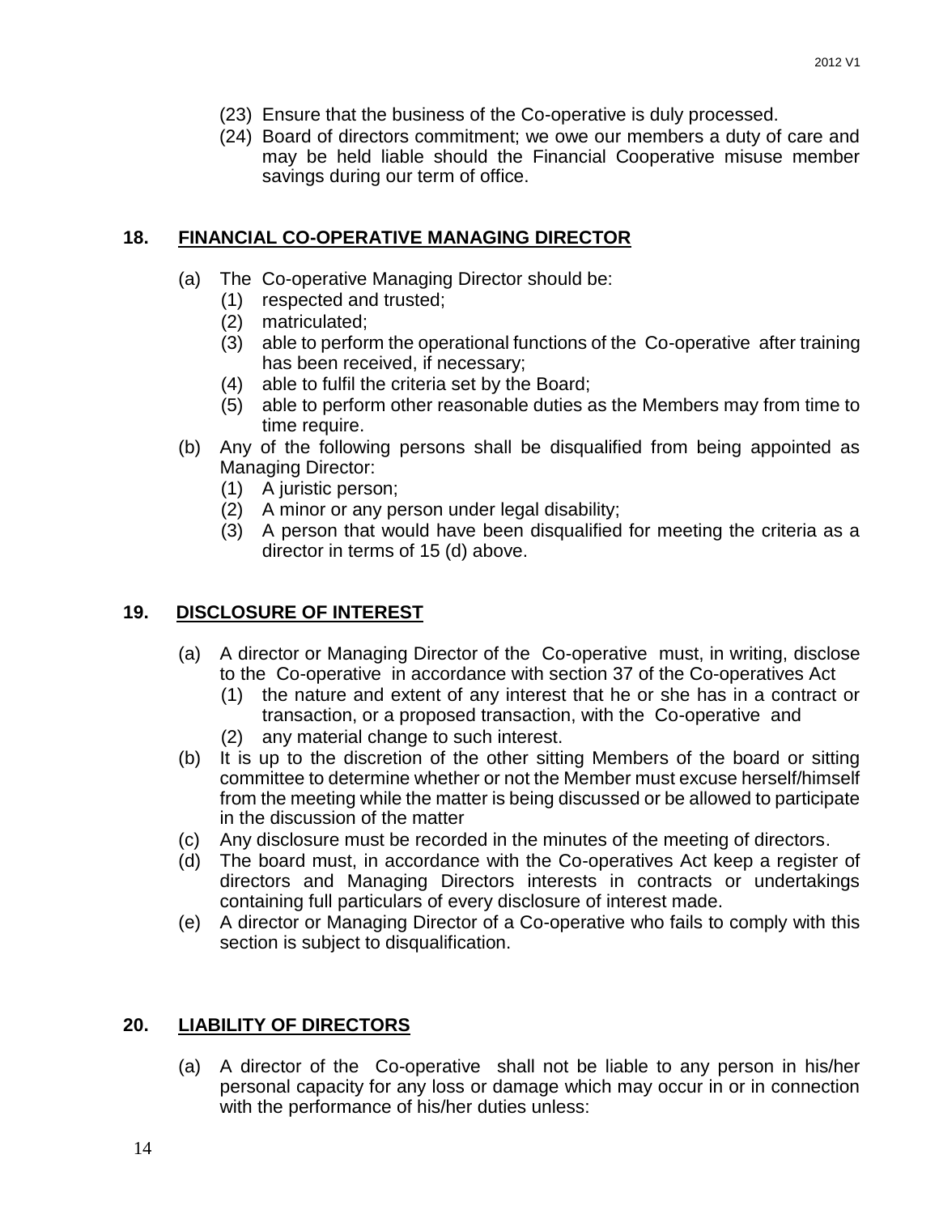(23) Ensure that the business of the Co-operative is duly processed.

(24) Board of directors commitment; we owe our members a duty of care and may be held liable should the Financial Cooperative misuse member savings during our term of office.

## 18. FINANCIAL CO-OPERATIVE MANAGING DIRECTOR

(a) The Co-operative Managing Director should be:

  (1) respected and trusted;

  (2) matriculated;

  (3) able to perform the operational functions of the Co-operative after training has been received, if necessary;

  (4) able to fulfil the criteria set by the Board;

  (5) able to perform other reasonable duties as the Members may from time to time require.

(b) Any of the following persons shall be disqualified from being appointed as Managing Director:

  (1) A juristic person;

  (2) A minor or any person under legal disability;

  (3) A person that would have been disqualified for meeting the criteria as a director in terms of 15 (d) above.

## 19. DISCLOSURE OF INTEREST

(a) A director or Managing Director of the Co-operative must, in writing, disclose to the Co-operative in accordance with section 37 of the Co-operatives Act

  (1) the nature and extent of any interest that he or she has in a contract or transaction, or a proposed transaction, with the Co-operative and

  (2) any material change to such interest.

(b) It is up to the discretion of the other sitting Members of the board or sitting committee to determine whether or not the Member must excuse herself/himself from the meeting while the matter is being discussed or be allowed to participate in the discussion of the matter

(c) Any disclosure must be recorded in the minutes of the meeting of directors.

(d) The board must, in accordance with the Co-operatives Act keep a register of directors and Managing Directors interests in contracts or undertakings containing full particulars of every disclosure of interest made.

(e) A director or Managing Director of a Co-operative who fails to comply with this section is subject to disqualification.

## 20. LIABILITY OF DIRECTORS

(a) A director of the Co-operative shall not be liable to any person in his/her personal capacity for any loss or damage which may occur in or in connection with the performance of his/her duties unless: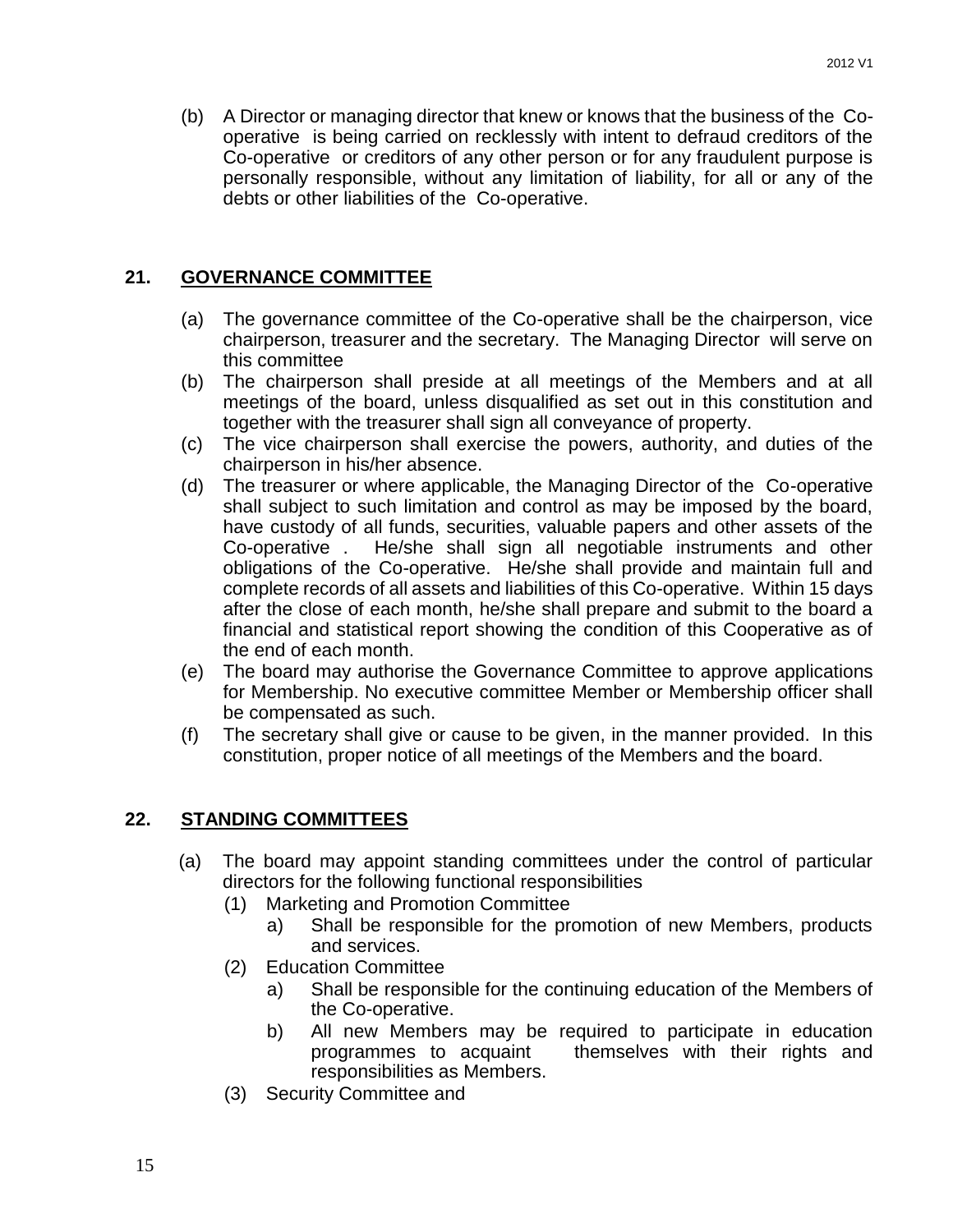(b) A Director or managing director that knew or knows that the business of the Co-operative is being carried on recklessly with intent to defraud creditors of the Co-operative or creditors of any other person or for any fraudulent purpose is personally responsible, without any limitation of liability, for all or any of the debts or other liabilities of the Co-operative.

## 21. <u>GOVERNANCE COMMITTEE</u>

(a) The governance committee of the Co-operative shall be the chairperson, vice chairperson, treasurer and the secretary. The Managing Director will serve on this committee

(b) The chairperson shall preside at all meetings of the Members and at all meetings of the board, unless disqualified as set out in this constitution and together with the treasurer shall sign all conveyance of property.

(c) The vice chairperson shall exercise the powers, authority, and duties of the chairperson in his/her absence.

(d) The treasurer or where applicable, the Managing Director of the Co-operative shall subject to such limitation and control as may be imposed by the board, have custody of all funds, securities, valuable papers and other assets of the Co-operative . He/she shall sign all negotiable instruments and other obligations of the Co-operative. He/she shall provide and maintain full and complete records of all assets and liabilities of this Co-operative. Within 15 days after the close of each month, he/she shall prepare and submit to the board a financial and statistical report showing the condition of this Cooperative as of the end of each month.

(e) The board may authorise the Governance Committee to approve applications for Membership. No executive committee Member or Membership officer shall be compensated as such.

(f) The secretary shall give or cause to be given, in the manner provided. In this constitution, proper notice of all meetings of the Members and the board.

## 22. <u>STANDING COMMITTEES</u>

(a) The board may appoint standing committees under the control of particular directors for the following functional responsibilities

  (1) Marketing and Promotion Committee
    a) Shall be responsible for the promotion of new Members, products and services.

  (2) Education Committee
    a) Shall be responsible for the continuing education of the Members of the Co-operative.
    b) All new Members may be required to participate in education programmes to acquaint themselves with their rights and responsibilities as Members.

  (3) Security Committee and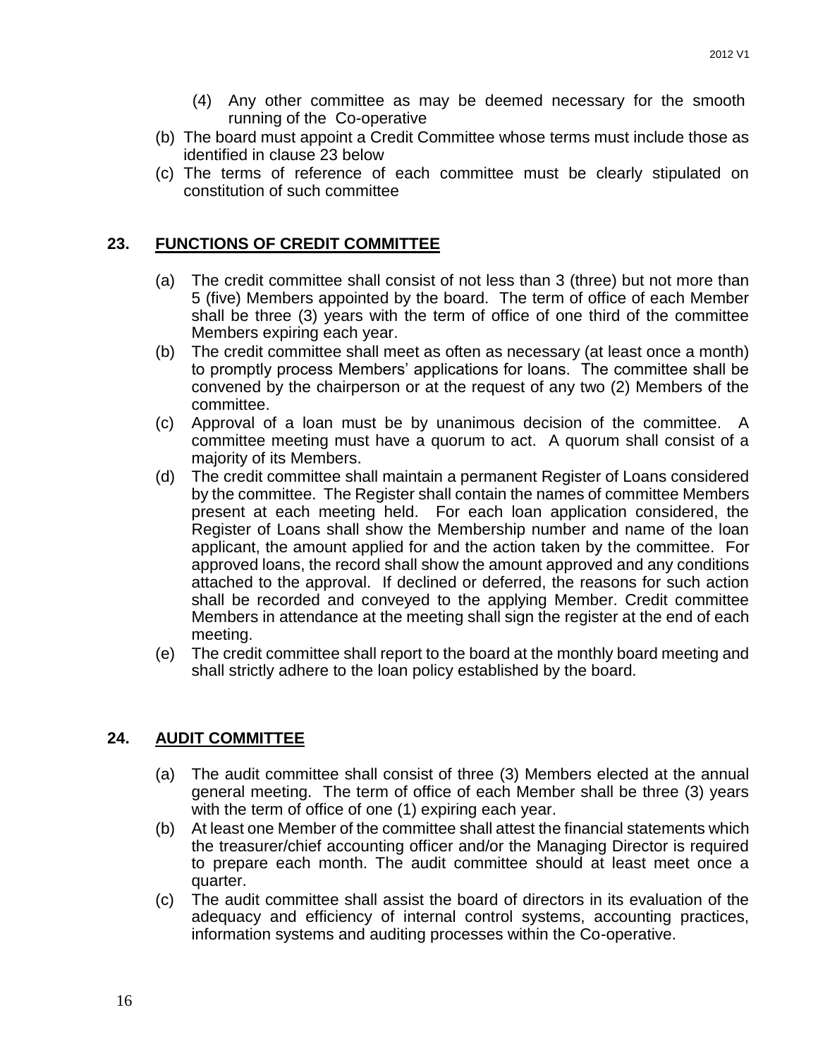(4) Any other committee as may be deemed necessary for the smooth running of the Co-operative

(b) The board must appoint a Credit Committee whose terms must include those as identified in clause 23 below

(c) The terms of reference of each committee must be clearly stipulated on constitution of such committee

## 23. FUNCTIONS OF CREDIT COMMITTEE

(a) The credit committee shall consist of not less than 3 (three) but not more than 5 (five) Members appointed by the board. The term of office of each Member shall be three (3) years with the term of office of one third of the committee Members expiring each year.

(b) The credit committee shall meet as often as necessary (at least once a month) to promptly process Members' applications for loans. The committee shall be convened by the chairperson or at the request of any two (2) Members of the committee.

(c) Approval of a loan must be by unanimous decision of the committee. A committee meeting must have a quorum to act. A quorum shall consist of a majority of its Members.

(d) The credit committee shall maintain a permanent Register of Loans considered by the committee. The Register shall contain the names of committee Members present at each meeting held. For each loan application considered, the Register of Loans shall show the Membership number and name of the loan applicant, the amount applied for and the action taken by the committee. For approved loans, the record shall show the amount approved and any conditions attached to the approval. If declined or deferred, the reasons for such action shall be recorded and conveyed to the applying Member. Credit committee Members in attendance at the meeting shall sign the register at the end of each meeting.

(e) The credit committee shall report to the board at the monthly board meeting and shall strictly adhere to the loan policy established by the board.

## 24. AUDIT COMMITTEE

(a) The audit committee shall consist of three (3) Members elected at the annual general meeting. The term of office of each Member shall be three (3) years with the term of office of one (1) expiring each year.

(b) At least one Member of the committee shall attest the financial statements which the treasurer/chief accounting officer and/or the Managing Director is required to prepare each month. The audit committee should at least meet once a quarter.

(c) The audit committee shall assist the board of directors in its evaluation of the adequacy and efficiency of internal control systems, accounting practices, information systems and auditing processes within the Co-operative.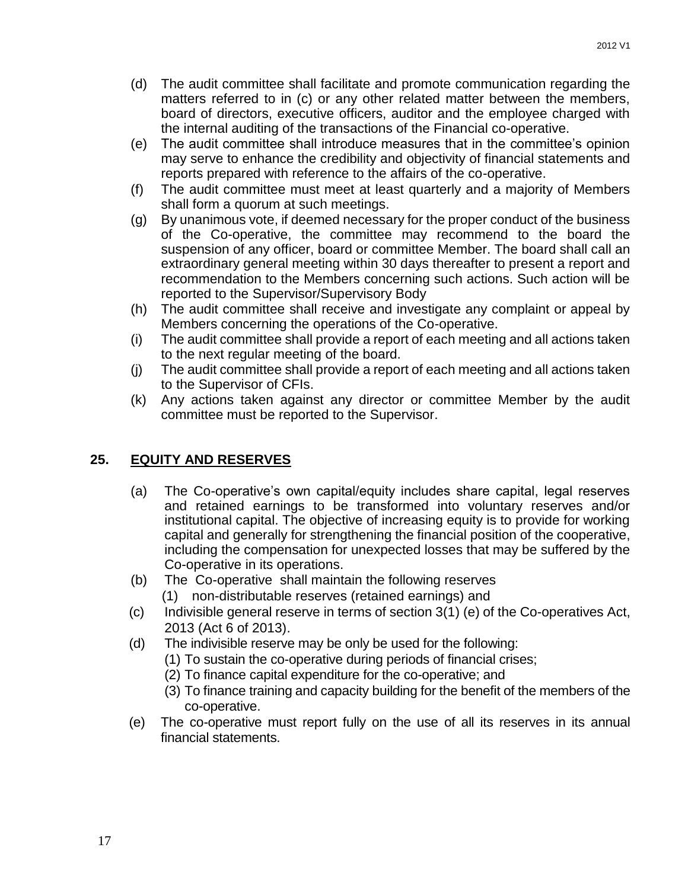(d) The audit committee shall facilitate and promote communication regarding the matters referred to in (c) or any other related matter between the members, board of directors, executive officers, auditor and the employee charged with the internal auditing of the transactions of the Financial co-operative.

(e) The audit committee shall introduce measures that in the committee's opinion may serve to enhance the credibility and objectivity of financial statements and reports prepared with reference to the affairs of the co-operative.

(f) The audit committee must meet at least quarterly and a majority of Members shall form a quorum at such meetings.

(g) By unanimous vote, if deemed necessary for the proper conduct of the business of the Co-operative, the committee may recommend to the board the suspension of any officer, board or committee Member. The board shall call an extraordinary general meeting within 30 days thereafter to present a report and recommendation to the Members concerning such actions. Such action will be reported to the Supervisor/Supervisory Body

(h) The audit committee shall receive and investigate any complaint or appeal by Members concerning the operations of the Co-operative.

(i) The audit committee shall provide a report of each meeting and all actions taken to the next regular meeting of the board.

(j) The audit committee shall provide a report of each meeting and all actions taken to the Supervisor of CFIs.

(k) Any actions taken against any director or committee Member by the audit committee must be reported to the Supervisor.

## 25. EQUITY AND RESERVES

(a) The Co-operative's own capital/equity includes share capital, legal reserves and retained earnings to be transformed into voluntary reserves and/or institutional capital. The objective of increasing equity is to provide for working capital and generally for strengthening the financial position of the cooperative, including the compensation for unexpected losses that may be suffered by the Co-operative in its operations.

(b) The Co-operative shall maintain the following reserves

   (1) non-distributable reserves (retained earnings) and

(c) Indivisible general reserve in terms of section 3(1) (e) of the Co-operatives Act, 2013 (Act 6 of 2013).

(d) The indivisible reserve may be only be used for the following:

   (1) To sustain the co-operative during periods of financial crises;

   (2) To finance capital expenditure for the co-operative; and

   (3) To finance training and capacity building for the benefit of the members of the co-operative.

(e) The co-operative must report fully on the use of all its reserves in its annual financial statements.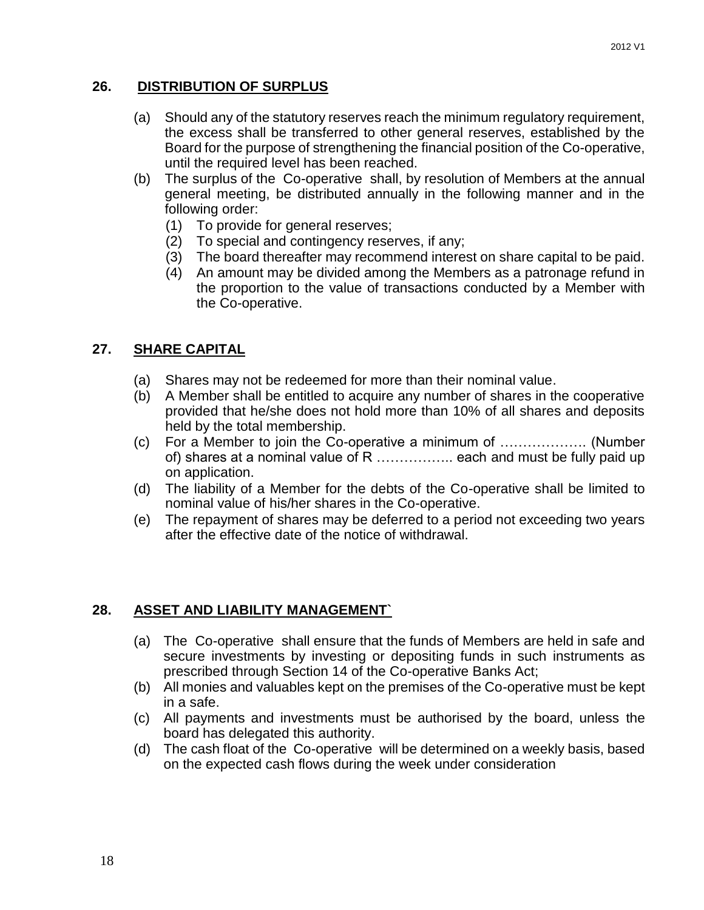## 26. DISTRIBUTION OF SURPLUS

(a) Should any of the statutory reserves reach the minimum regulatory requirement, the excess shall be transferred to other general reserves, established by the Board for the purpose of strengthening the financial position of the Co-operative, until the required level has been reached.

(b) The surplus of the Co-operative shall, by resolution of Members at the annual general meeting, be distributed annually in the following manner and in the following order:

  (1) To provide for general reserves;
  (2) To special and contingency reserves, if any;
  (3) The board thereafter may recommend interest on share capital to be paid.
  (4) An amount may be divided among the Members as a patronage refund in the proportion to the value of transactions conducted by a Member with the Co-operative.

## 27. SHARE CAPITAL

(a) Shares may not be redeemed for more than their nominal value.

(b) A Member shall be entitled to acquire any number of shares in the cooperative provided that he/she does not hold more than 10% of all shares and deposits held by the total membership.

(c) For a Member to join the Co-operative a minimum of ………………. (Number of) shares at a nominal value of R …………….. each and must be fully paid up on application.

(d) The liability of a Member for the debts of the Co-operative shall be limited to nominal value of his/her shares in the Co-operative.

(e) The repayment of shares may be deferred to a period not exceeding two years after the effective date of the notice of withdrawal.

## 28. ASSET AND LIABILITY MANAGEMENT`

(a) The Co-operative shall ensure that the funds of Members are held in safe and secure investments by investing or depositing funds in such instruments as prescribed through Section 14 of the Co-operative Banks Act;

(b) All monies and valuables kept on the premises of the Co-operative must be kept in a safe.

(c) All payments and investments must be authorised by the board, unless the board has delegated this authority.

(d) The cash float of the Co-operative will be determined on a weekly basis, based on the expected cash flows during the week under consideration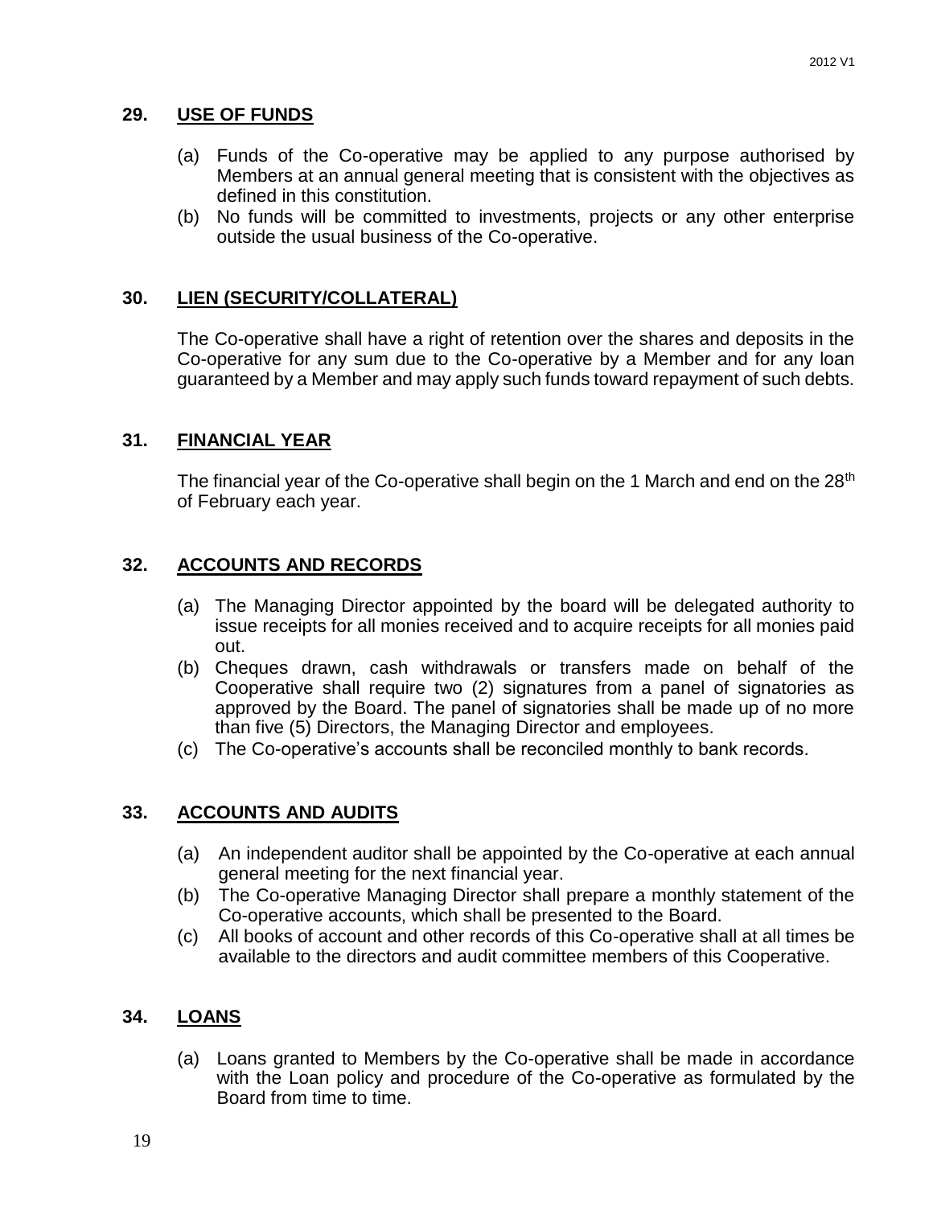## 29. USE OF FUNDS

(a) Funds of the Co-operative may be applied to any purpose authorised by Members at an annual general meeting that is consistent with the objectives as defined in this constitution.
(b) No funds will be committed to investments, projects or any other enterprise outside the usual business of the Co-operative.

## 30. LIEN (SECURITY/COLLATERAL)

The Co-operative shall have a right of retention over the shares and deposits in the Co-operative for any sum due to the Co-operative by a Member and for any loan guaranteed by a Member and may apply such funds toward repayment of such debts.

## 31. FINANCIAL YEAR

The financial year of the Co-operative shall begin on the 1 March and end on the 28th of February each year.

## 32. ACCOUNTS AND RECORDS

(a) The Managing Director appointed by the board will be delegated authority to issue receipts for all monies received and to acquire receipts for all monies paid out.
(b) Cheques drawn, cash withdrawals or transfers made on behalf of the Cooperative shall require two (2) signatures from a panel of signatories as approved by the Board. The panel of signatories shall be made up of no more than five (5) Directors, the Managing Director and employees.
(c) The Co-operative's accounts shall be reconciled monthly to bank records.

## 33. ACCOUNTS AND AUDITS

(a) An independent auditor shall be appointed by the Co-operative at each annual general meeting for the next financial year.
(b) The Co-operative Managing Director shall prepare a monthly statement of the Co-operative accounts, which shall be presented to the Board.
(c) All books of account and other records of this Co-operative shall at all times be available to the directors and audit committee members of this Cooperative.

## 34. LOANS

(a) Loans granted to Members by the Co-operative shall be made in accordance with the Loan policy and procedure of the Co-operative as formulated by the Board from time to time.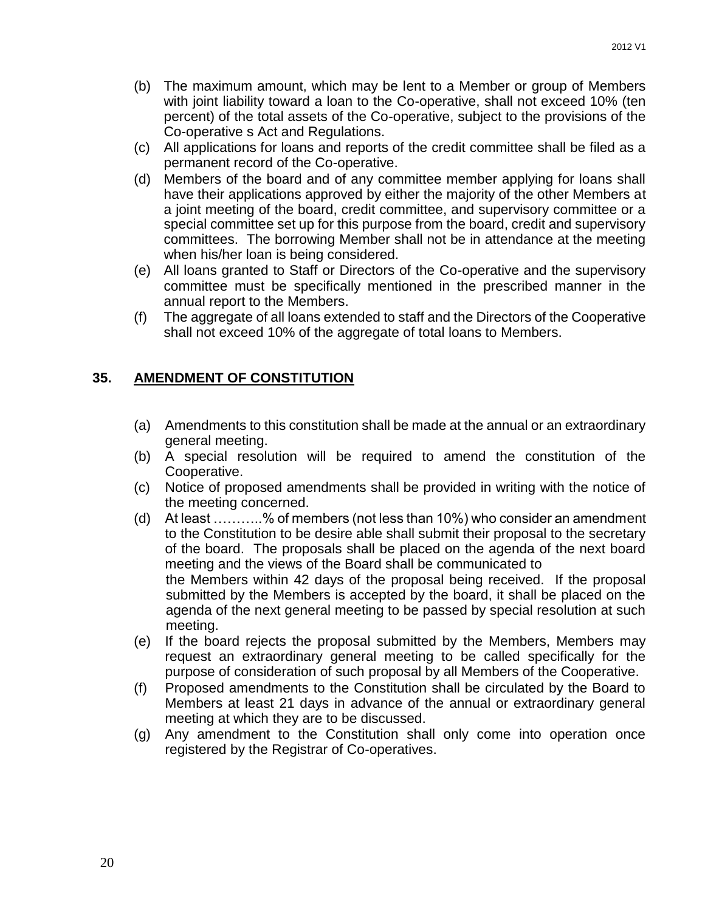(b) The maximum amount, which may be lent to a Member or group of Members with joint liability toward a loan to the Co-operative, shall not exceed 10% (ten percent) of the total assets of the Co-operative, subject to the provisions of the Co-operative s Act and Regulations.

(c) All applications for loans and reports of the credit committee shall be filed as a permanent record of the Co-operative.

(d) Members of the board and of any committee member applying for loans shall have their applications approved by either the majority of the other Members at a joint meeting of the board, credit committee, and supervisory committee or a special committee set up for this purpose from the board, credit and supervisory committees. The borrowing Member shall not be in attendance at the meeting when his/her loan is being considered.

(e) All loans granted to Staff or Directors of the Co-operative and the supervisory committee must be specifically mentioned in the prescribed manner in the annual report to the Members.

(f) The aggregate of all loans extended to staff and the Directors of the Cooperative shall not exceed 10% of the aggregate of total loans to Members.

## 35. AMENDMENT OF CONSTITUTION

(a) Amendments to this constitution shall be made at the annual or an extraordinary general meeting.

(b) A special resolution will be required to amend the constitution of the Cooperative.

(c) Notice of proposed amendments shall be provided in writing with the notice of the meeting concerned.

(d) At least ………..% of members (not less than 10%) who consider an amendment to the Constitution to be desire able shall submit their proposal to the secretary of the board. The proposals shall be placed on the agenda of the next board meeting and the views of the Board shall be communicated to the Members within 42 days of the proposal being received. If the proposal submitted by the Members is accepted by the board, it shall be placed on the agenda of the next general meeting to be passed by special resolution at such meeting.

(e) If the board rejects the proposal submitted by the Members, Members may request an extraordinary general meeting to be called specifically for the purpose of consideration of such proposal by all Members of the Cooperative.

(f) Proposed amendments to the Constitution shall be circulated by the Board to Members at least 21 days in advance of the annual or extraordinary general meeting at which they are to be discussed.

(g) Any amendment to the Constitution shall only come into operation once registered by the Registrar of Co-operatives.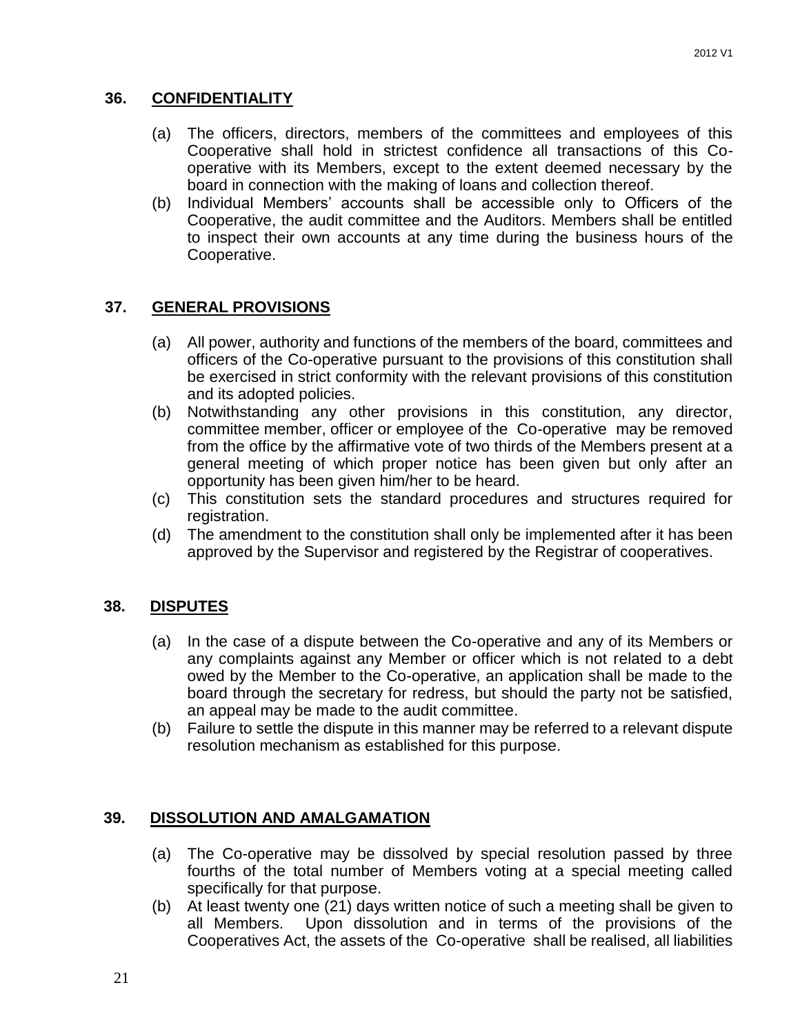## 36. CONFIDENTIALITY

(a) The officers, directors, members of the committees and employees of this Cooperative shall hold in strictest confidence all transactions of this Co-operative with its Members, except to the extent deemed necessary by the board in connection with the making of loans and collection thereof.

(b) Individual Members' accounts shall be accessible only to Officers of the Cooperative, the audit committee and the Auditors. Members shall be entitled to inspect their own accounts at any time during the business hours of the Cooperative.

## 37. GENERAL PROVISIONS

(a) All power, authority and functions of the members of the board, committees and officers of the Co-operative pursuant to the provisions of this constitution shall be exercised in strict conformity with the relevant provisions of this constitution and its adopted policies.

(b) Notwithstanding any other provisions in this constitution, any director, committee member, officer or employee of the Co-operative may be removed from the office by the affirmative vote of two thirds of the Members present at a general meeting of which proper notice has been given but only after an opportunity has been given him/her to be heard.

(c) This constitution sets the standard procedures and structures required for registration.

(d) The amendment to the constitution shall only be implemented after it has been approved by the Supervisor and registered by the Registrar of cooperatives.

## 38. DISPUTES

(a) In the case of a dispute between the Co-operative and any of its Members or any complaints against any Member or officer which is not related to a debt owed by the Member to the Co-operative, an application shall be made to the board through the secretary for redress, but should the party not be satisfied, an appeal may be made to the audit committee.

(b) Failure to settle the dispute in this manner may be referred to a relevant dispute resolution mechanism as established for this purpose.

## 39. DISSOLUTION AND AMALGAMATION

(a) The Co-operative may be dissolved by special resolution passed by three fourths of the total number of Members voting at a special meeting called specifically for that purpose.

(b) At least twenty one (21) days written notice of such a meeting shall be given to all Members. Upon dissolution and in terms of the provisions of the Cooperatives Act, the assets of the Co-operative shall be realised, all liabilities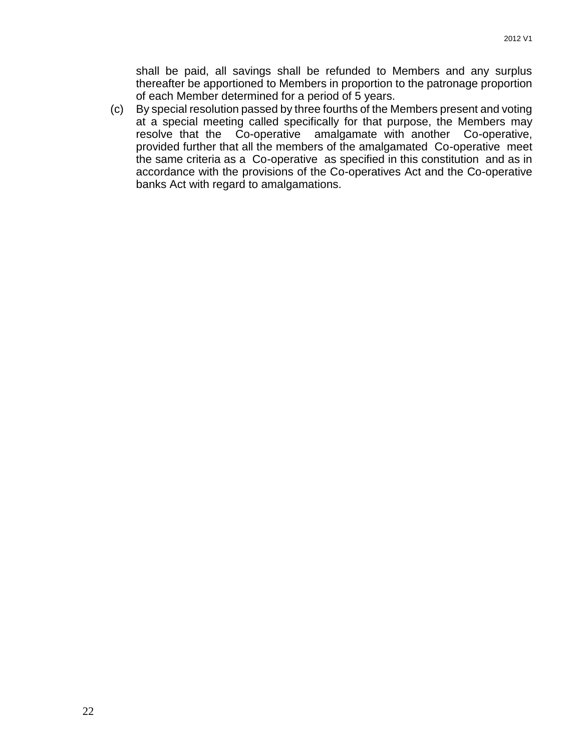shall be paid, all savings shall be refunded to Members and any surplus thereafter be apportioned to Members in proportion to the patronage proportion of each Member determined for a period of 5 years.

(c) By special resolution passed by three fourths of the Members present and voting at a special meeting called specifically for that purpose, the Members may resolve that the Co-operative amalgamate with another Co-operative, provided further that all the members of the amalgamated Co-operative meet the same criteria as a Co-operative as specified in this constitution and as in accordance with the provisions of the Co-operatives Act and the Co-operative banks Act with regard to amalgamations.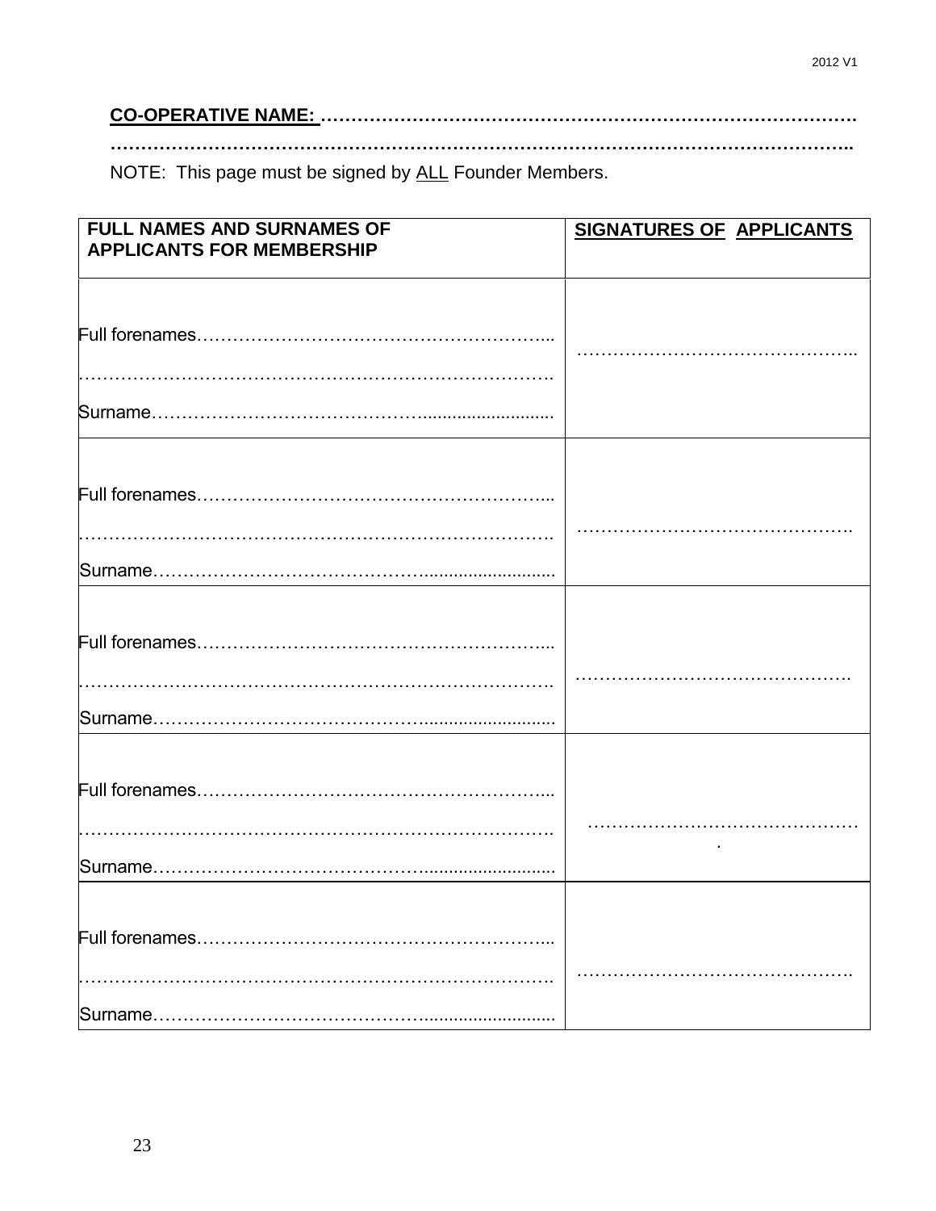**<u>CO-OPERATIVE NAME:</u> ……………………………………………………………………………**

**………………………………………………………………………………………………………..**

NOTE: This page must be signed by <u>ALL</u> Founder Members.

| FULL NAMES AND SURNAMES OF APPLICANTS FOR MEMBERSHIP | <u>SIGNATURES OF APPLICANTS</u> |
|---|---|
| Full forenames…………………………………………………...<br>…………………………………………………………………….<br>Surname……………………………………….......................... | ……………………………………….. |
| Full forenames…………………………………………………...<br>…………………………………………………………………….<br>Surname……………………………………….......................... | ………………………………………. |
| Full forenames…………………………………………………...<br>…………………………………………………………………….<br>Surname……………………………………….......................... | ………………………………………. |
| Full forenames…………………………………………………...<br>…………………………………………………………………….<br>Surname……………………………………….......................... | ………………………………………. |
| Full forenames…………………………………………………...<br>…………………………………………………………………….<br>Surname……………………………………….......................... | ………………………………………. |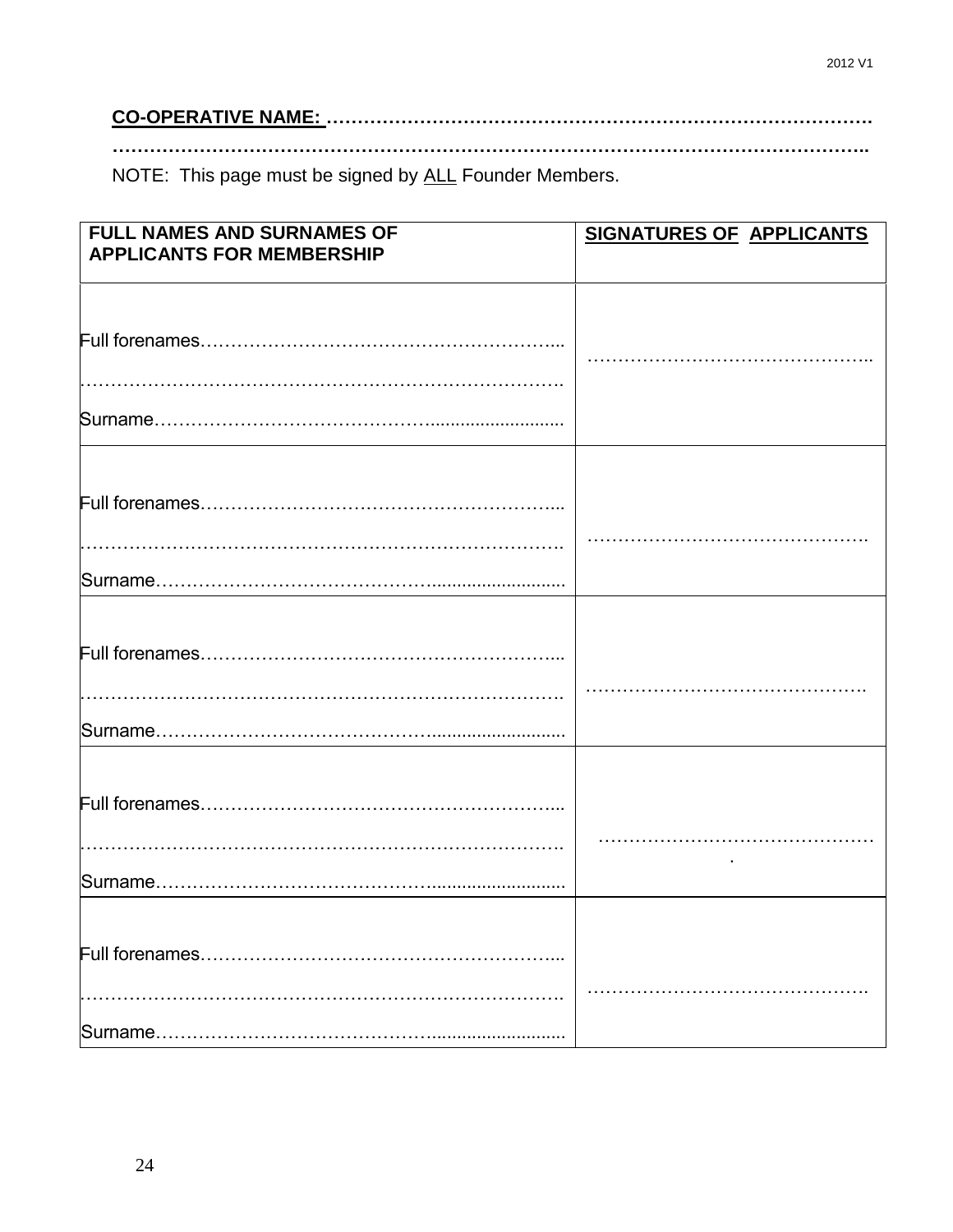**CO-OPERATIVE NAME: ……………………………………………………………………………
……………………………………………………………………………………………………..**

NOTE: This page must be signed by ALL Founder Members.

| **FULL NAMES AND SURNAMES OF APPLICANTS FOR MEMBERSHIP** | **SIGNATURES OF APPLICANTS** |
| --- | --- |
| Full forenames…………………………………………………...<br>…………………………………………………………………….<br>Surname………………………………………........................... | ……………………………………….. |
| Full forenames…………………………………………………...<br>…………………………………………………………………….<br>Surname………………………………………........................... | ………………………………………. |
| Full forenames…………………………………………………...<br>…………………………………………………………………….<br>Surname………………………………………........................... | ………………………………………. |
| Full forenames…………………………………………………...<br>…………………………………………………………………….<br>Surname………………………………………........................... | ………………………………………. |
| Full forenames…………………………………………………...<br>…………………………………………………………………….<br>Surname………………………………………........................... | ………………………………………. |